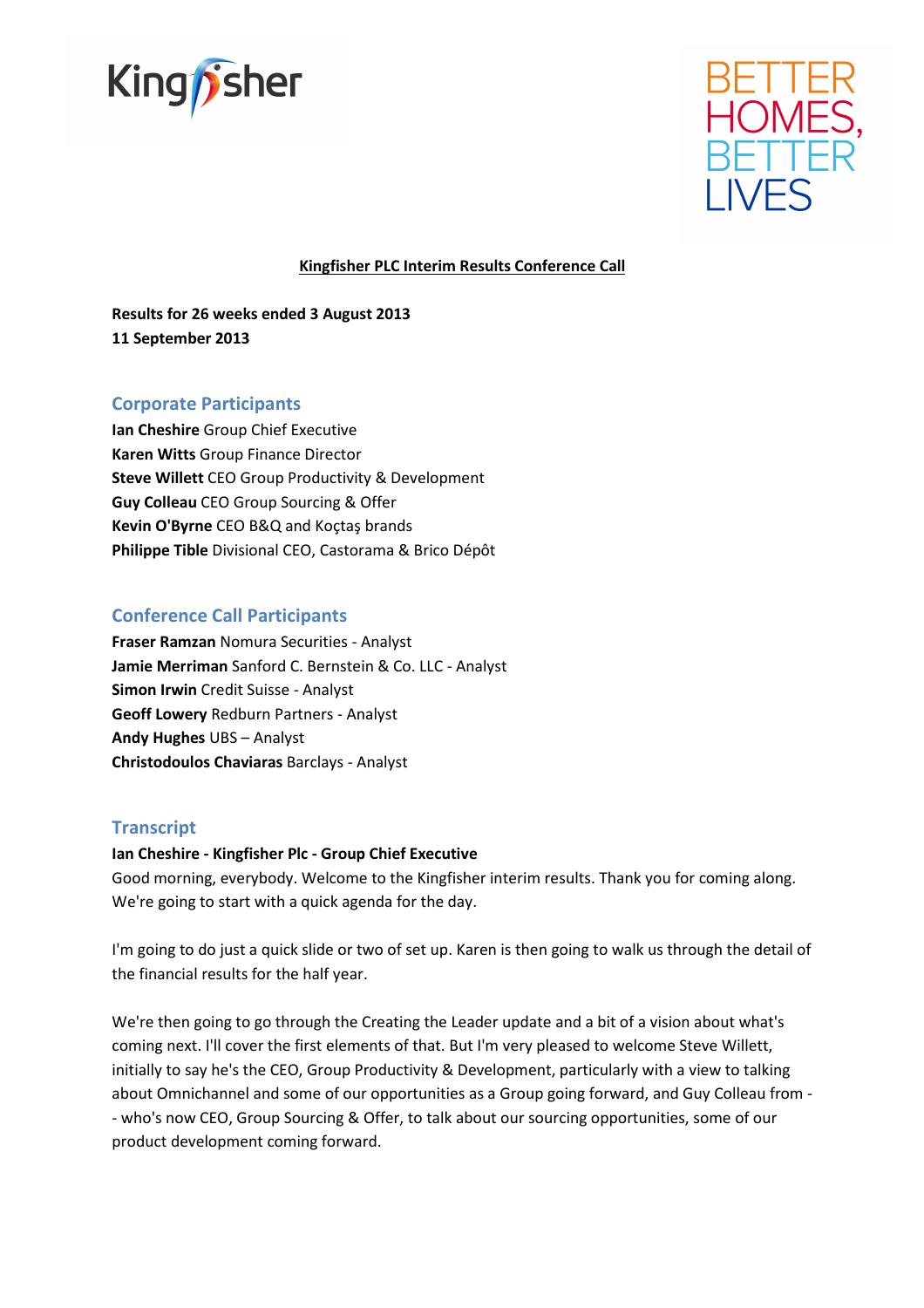Kingfisher

BETTER HOMES, BETTER LIVES

# Kingfisher PLC Interim Results Conference Call

**Results for 26 weeks ended 3 August 2013**
**11 September 2013**

## Corporate Participants

**Ian Cheshire** Group Chief Executive
**Karen Witts** Group Finance Director
**Steve Willett** CEO Group Productivity & Development
**Guy Colleau** CEO Group Sourcing & Offer
**Kevin O'Byrne** CEO B&Q and Koçtaş brands
**Philippe Tible** Divisional CEO, Castorama & Brico Dépôt

## Conference Call Participants

**Fraser Ramzan** Nomura Securities - Analyst
**Jamie Merriman** Sanford C. Bernstein & Co. LLC - Analyst
**Simon Irwin** Credit Suisse - Analyst
**Geoff Lowery** Redburn Partners - Analyst
**Andy Hughes** UBS – Analyst
**Christodoulos Chaviaras** Barclays - Analyst

## Transcript

**Ian Cheshire - Kingfisher Plc - Group Chief Executive**

Good morning, everybody. Welcome to the Kingfisher interim results. Thank you for coming along. We're going to start with a quick agenda for the day.

I'm going to do just a quick slide or two of set up. Karen is then going to walk us through the detail of the financial results for the half year.

We're then going to go through the Creating the Leader update and a bit of a vision about what's coming next. I'll cover the first elements of that. But I'm very pleased to welcome Steve Willett, initially to say he's the CEO, Group Productivity & Development, particularly with a view to talking about Omnichannel and some of our opportunities as a Group going forward, and Guy Colleau from -- who's now CEO, Group Sourcing & Offer, to talk about our sourcing opportunities, some of our product development coming forward.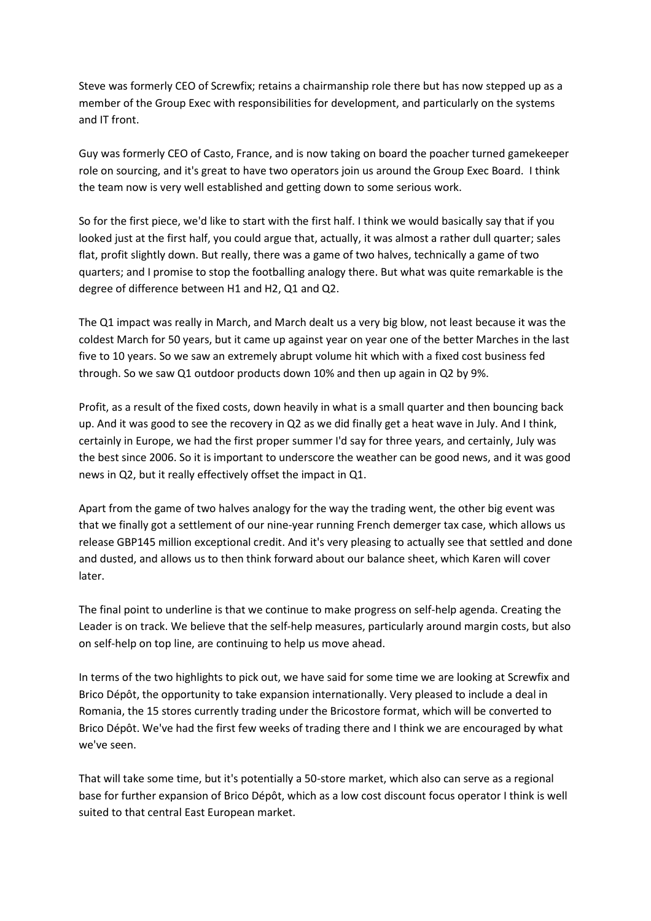Steve was formerly CEO of Screwfix; retains a chairmanship role there but has now stepped up as a member of the Group Exec with responsibilities for development, and particularly on the systems and IT front.

Guy was formerly CEO of Casto, France, and is now taking on board the poacher turned gamekeeper role on sourcing, and it's great to have two operators join us around the Group Exec Board. I think the team now is very well established and getting down to some serious work.

So for the first piece, we'd like to start with the first half. I think we would basically say that if you looked just at the first half, you could argue that, actually, it was almost a rather dull quarter; sales flat, profit slightly down. But really, there was a game of two halves, technically a game of two quarters; and I promise to stop the footballing analogy there. But what was quite remarkable is the degree of difference between H1 and H2, Q1 and Q2.

The Q1 impact was really in March, and March dealt us a very big blow, not least because it was the coldest March for 50 years, but it came up against year on year one of the better Marches in the last five to 10 years. So we saw an extremely abrupt volume hit which with a fixed cost business fed through. So we saw Q1 outdoor products down 10% and then up again in Q2 by 9%.

Profit, as a result of the fixed costs, down heavily in what is a small quarter and then bouncing back up. And it was good to see the recovery in Q2 as we did finally get a heat wave in July. And I think, certainly in Europe, we had the first proper summer I'd say for three years, and certainly, July was the best since 2006. So it is important to underscore the weather can be good news, and it was good news in Q2, but it really effectively offset the impact in Q1.

Apart from the game of two halves analogy for the way the trading went, the other big event was that we finally got a settlement of our nine-year running French demerger tax case, which allows us release GBP145 million exceptional credit. And it's very pleasing to actually see that settled and done and dusted, and allows us to then think forward about our balance sheet, which Karen will cover later.

The final point to underline is that we continue to make progress on self-help agenda. Creating the Leader is on track. We believe that the self-help measures, particularly around margin costs, but also on self-help on top line, are continuing to help us move ahead.

In terms of the two highlights to pick out, we have said for some time we are looking at Screwfix and Brico Dépôt, the opportunity to take expansion internationally. Very pleased to include a deal in Romania, the 15 stores currently trading under the Bricostore format, which will be converted to Brico Dépôt. We've had the first few weeks of trading there and I think we are encouraged by what we've seen.

That will take some time, but it's potentially a 50-store market, which also can serve as a regional base for further expansion of Brico Dépôt, which as a low cost discount focus operator I think is well suited to that central East European market.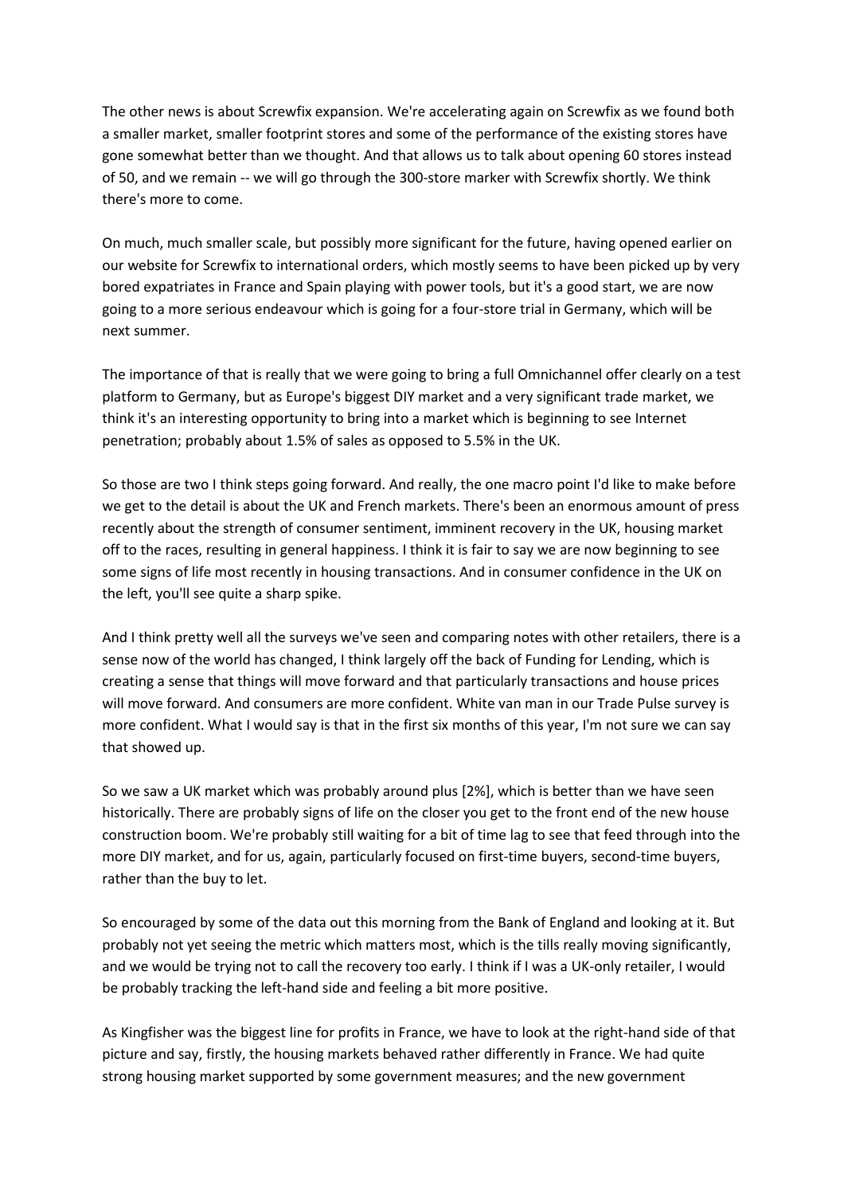The other news is about Screwfix expansion. We're accelerating again on Screwfix as we found both a smaller market, smaller footprint stores and some of the performance of the existing stores have gone somewhat better than we thought. And that allows us to talk about opening 60 stores instead of 50, and we remain -- we will go through the 300-store marker with Screwfix shortly. We think there's more to come.

On much, much smaller scale, but possibly more significant for the future, having opened earlier on our website for Screwfix to international orders, which mostly seems to have been picked up by very bored expatriates in France and Spain playing with power tools, but it's a good start, we are now going to a more serious endeavour which is going for a four-store trial in Germany, which will be next summer.

The importance of that is really that we were going to bring a full Omnichannel offer clearly on a test platform to Germany, but as Europe's biggest DIY market and a very significant trade market, we think it's an interesting opportunity to bring into a market which is beginning to see Internet penetration; probably about 1.5% of sales as opposed to 5.5% in the UK.

So those are two I think steps going forward. And really, the one macro point I'd like to make before we get to the detail is about the UK and French markets. There's been an enormous amount of press recently about the strength of consumer sentiment, imminent recovery in the UK, housing market off to the races, resulting in general happiness. I think it is fair to say we are now beginning to see some signs of life most recently in housing transactions. And in consumer confidence in the UK on the left, you'll see quite a sharp spike.

And I think pretty well all the surveys we've seen and comparing notes with other retailers, there is a sense now of the world has changed, I think largely off the back of Funding for Lending, which is creating a sense that things will move forward and that particularly transactions and house prices will move forward. And consumers are more confident. White van man in our Trade Pulse survey is more confident. What I would say is that in the first six months of this year, I'm not sure we can say that showed up.

So we saw a UK market which was probably around plus [2%], which is better than we have seen historically. There are probably signs of life on the closer you get to the front end of the new house construction boom. We're probably still waiting for a bit of time lag to see that feed through into the more DIY market, and for us, again, particularly focused on first-time buyers, second-time buyers, rather than the buy to let.

So encouraged by some of the data out this morning from the Bank of England and looking at it. But probably not yet seeing the metric which matters most, which is the tills really moving significantly, and we would be trying not to call the recovery too early. I think if I was a UK-only retailer, I would be probably tracking the left-hand side and feeling a bit more positive.

As Kingfisher was the biggest line for profits in France, we have to look at the right-hand side of that picture and say, firstly, the housing markets behaved rather differently in France. We had quite strong housing market supported by some government measures; and the new government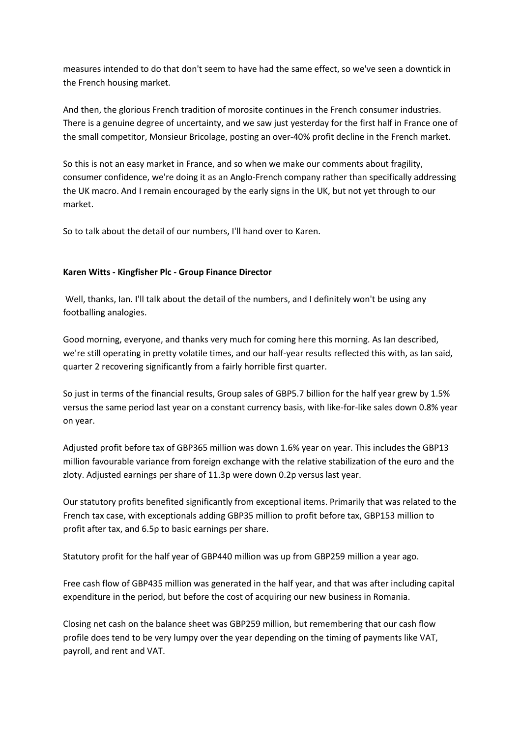measures intended to do that don't seem to have had the same effect, so we've seen a downtick in the French housing market.

And then, the glorious French tradition of morosite continues in the French consumer industries. There is a genuine degree of uncertainty, and we saw just yesterday for the first half in France one of the small competitor, Monsieur Bricolage, posting an over-40% profit decline in the French market.

So this is not an easy market in France, and so when we make our comments about fragility, consumer confidence, we're doing it as an Anglo-French company rather than specifically addressing the UK macro. And I remain encouraged by the early signs in the UK, but not yet through to our market.

So to talk about the detail of our numbers, I'll hand over to Karen.

**Karen Witts - Kingfisher Plc - Group Finance Director**

Well, thanks, Ian. I'll talk about the detail of the numbers, and I definitely won't be using any footballing analogies.

Good morning, everyone, and thanks very much for coming here this morning. As Ian described, we're still operating in pretty volatile times, and our half-year results reflected this with, as Ian said, quarter 2 recovering significantly from a fairly horrible first quarter.

So just in terms of the financial results, Group sales of GBP5.7 billion for the half year grew by 1.5% versus the same period last year on a constant currency basis, with like-for-like sales down 0.8% year on year.

Adjusted profit before tax of GBP365 million was down 1.6% year on year. This includes the GBP13 million favourable variance from foreign exchange with the relative stabilization of the euro and the zloty. Adjusted earnings per share of 11.3p were down 0.2p versus last year.

Our statutory profits benefited significantly from exceptional items. Primarily that was related to the French tax case, with exceptionals adding GBP35 million to profit before tax, GBP153 million to profit after tax, and 6.5p to basic earnings per share.

Statutory profit for the half year of GBP440 million was up from GBP259 million a year ago.

Free cash flow of GBP435 million was generated in the half year, and that was after including capital expenditure in the period, but before the cost of acquiring our new business in Romania.

Closing net cash on the balance sheet was GBP259 million, but remembering that our cash flow profile does tend to be very lumpy over the year depending on the timing of payments like VAT, payroll, and rent and VAT.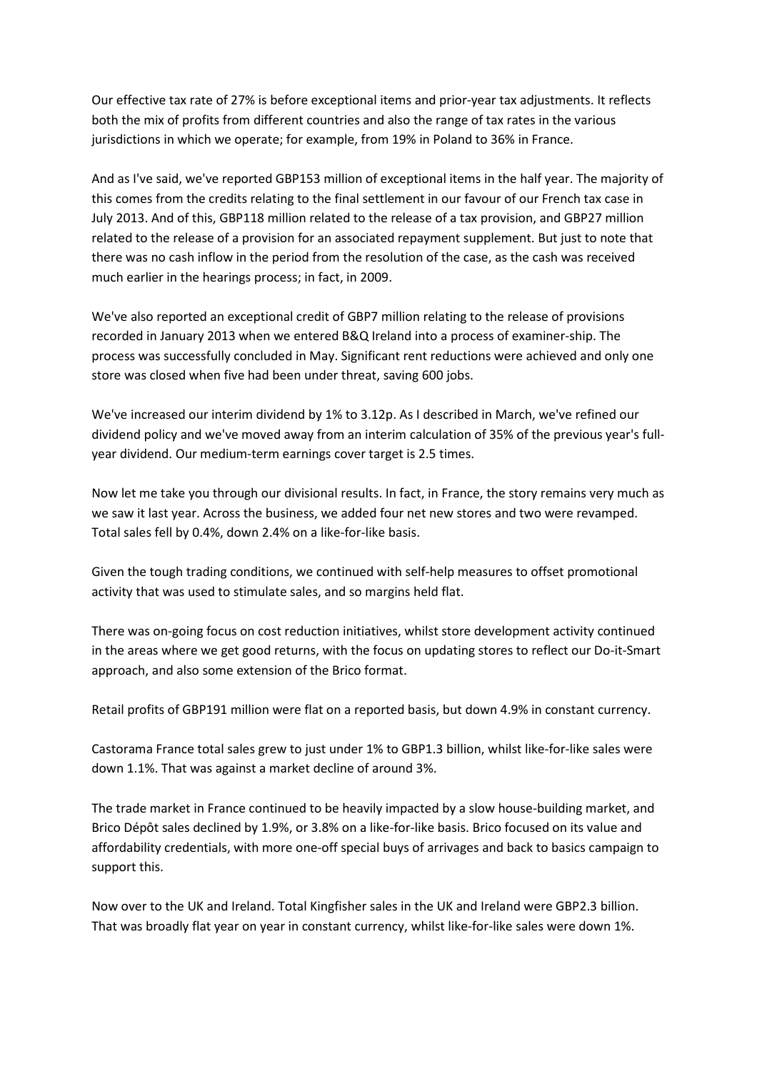Our effective tax rate of 27% is before exceptional items and prior-year tax adjustments. It reflects both the mix of profits from different countries and also the range of tax rates in the various jurisdictions in which we operate; for example, from 19% in Poland to 36% in France.

And as I've said, we've reported GBP153 million of exceptional items in the half year. The majority of this comes from the credits relating to the final settlement in our favour of our French tax case in July 2013. And of this, GBP118 million related to the release of a tax provision, and GBP27 million related to the release of a provision for an associated repayment supplement. But just to note that there was no cash inflow in the period from the resolution of the case, as the cash was received much earlier in the hearings process; in fact, in 2009.

We've also reported an exceptional credit of GBP7 million relating to the release of provisions recorded in January 2013 when we entered B&Q Ireland into a process of examiner-ship. The process was successfully concluded in May. Significant rent reductions were achieved and only one store was closed when five had been under threat, saving 600 jobs.

We've increased our interim dividend by 1% to 3.12p. As I described in March, we've refined our dividend policy and we've moved away from an interim calculation of 35% of the previous year's full-year dividend. Our medium-term earnings cover target is 2.5 times.

Now let me take you through our divisional results. In fact, in France, the story remains very much as we saw it last year. Across the business, we added four net new stores and two were revamped. Total sales fell by 0.4%, down 2.4% on a like-for-like basis.

Given the tough trading conditions, we continued with self-help measures to offset promotional activity that was used to stimulate sales, and so margins held flat.

There was on-going focus on cost reduction initiatives, whilst store development activity continued in the areas where we get good returns, with the focus on updating stores to reflect our Do-it-Smart approach, and also some extension of the Brico format.

Retail profits of GBP191 million were flat on a reported basis, but down 4.9% in constant currency.

Castorama France total sales grew to just under 1% to GBP1.3 billion, whilst like-for-like sales were down 1.1%. That was against a market decline of around 3%.

The trade market in France continued to be heavily impacted by a slow house-building market, and Brico Dépôt sales declined by 1.9%, or 3.8% on a like-for-like basis. Brico focused on its value and affordability credentials, with more one-off special buys of arrivages and back to basics campaign to support this.

Now over to the UK and Ireland. Total Kingfisher sales in the UK and Ireland were GBP2.3 billion. That was broadly flat year on year in constant currency, whilst like-for-like sales were down 1%.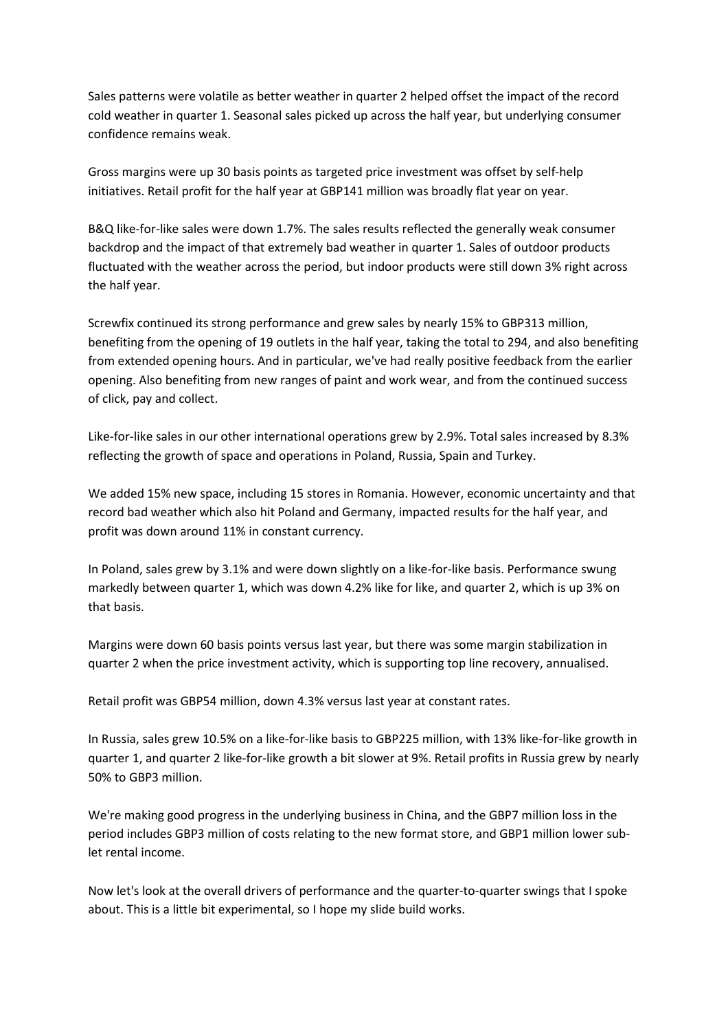Sales patterns were volatile as better weather in quarter 2 helped offset the impact of the record cold weather in quarter 1. Seasonal sales picked up across the half year, but underlying consumer confidence remains weak.

Gross margins were up 30 basis points as targeted price investment was offset by self-help initiatives. Retail profit for the half year at GBP141 million was broadly flat year on year.

B&Q like-for-like sales were down 1.7%. The sales results reflected the generally weak consumer backdrop and the impact of that extremely bad weather in quarter 1. Sales of outdoor products fluctuated with the weather across the period, but indoor products were still down 3% right across the half year.

Screwfix continued its strong performance and grew sales by nearly 15% to GBP313 million, benefiting from the opening of 19 outlets in the half year, taking the total to 294, and also benefiting from extended opening hours. And in particular, we've had really positive feedback from the earlier opening. Also benefiting from new ranges of paint and work wear, and from the continued success of click, pay and collect.

Like-for-like sales in our other international operations grew by 2.9%. Total sales increased by 8.3% reflecting the growth of space and operations in Poland, Russia, Spain and Turkey.

We added 15% new space, including 15 stores in Romania. However, economic uncertainty and that record bad weather which also hit Poland and Germany, impacted results for the half year, and profit was down around 11% in constant currency.

In Poland, sales grew by 3.1% and were down slightly on a like-for-like basis. Performance swung markedly between quarter 1, which was down 4.2% like for like, and quarter 2, which is up 3% on that basis.

Margins were down 60 basis points versus last year, but there was some margin stabilization in quarter 2 when the price investment activity, which is supporting top line recovery, annualised.

Retail profit was GBP54 million, down 4.3% versus last year at constant rates.

In Russia, sales grew 10.5% on a like-for-like basis to GBP225 million, with 13% like-for-like growth in quarter 1, and quarter 2 like-for-like growth a bit slower at 9%. Retail profits in Russia grew by nearly 50% to GBP3 million.

We're making good progress in the underlying business in China, and the GBP7 million loss in the period includes GBP3 million of costs relating to the new format store, and GBP1 million lower sub-let rental income.

Now let's look at the overall drivers of performance and the quarter-to-quarter swings that I spoke about. This is a little bit experimental, so I hope my slide build works.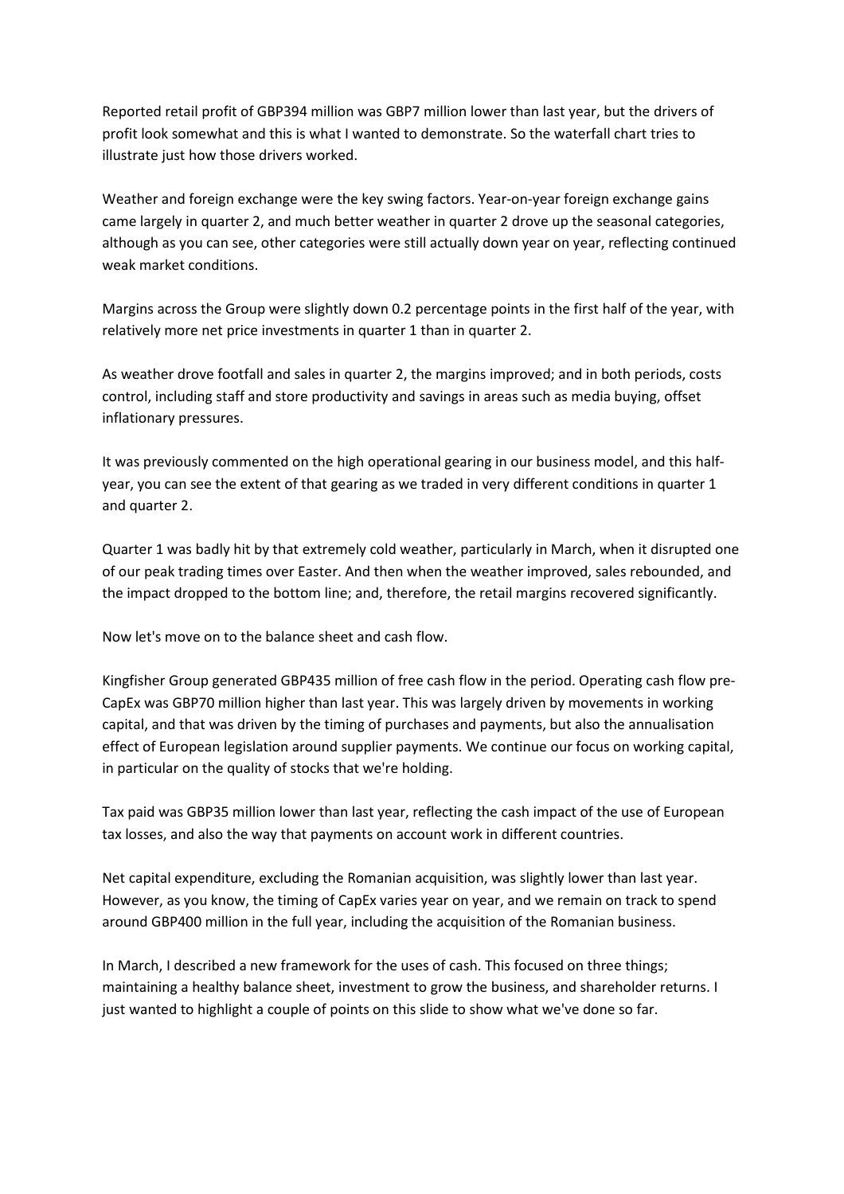Reported retail profit of GBP394 million was GBP7 million lower than last year, but the drivers of profit look somewhat and this is what I wanted to demonstrate. So the waterfall chart tries to illustrate just how those drivers worked.

Weather and foreign exchange were the key swing factors. Year-on-year foreign exchange gains came largely in quarter 2, and much better weather in quarter 2 drove up the seasonal categories, although as you can see, other categories were still actually down year on year, reflecting continued weak market conditions.

Margins across the Group were slightly down 0.2 percentage points in the first half of the year, with relatively more net price investments in quarter 1 than in quarter 2.

As weather drove footfall and sales in quarter 2, the margins improved; and in both periods, costs control, including staff and store productivity and savings in areas such as media buying, offset inflationary pressures.

It was previously commented on the high operational gearing in our business model, and this half-year, you can see the extent of that gearing as we traded in very different conditions in quarter 1 and quarter 2.

Quarter 1 was badly hit by that extremely cold weather, particularly in March, when it disrupted one of our peak trading times over Easter. And then when the weather improved, sales rebounded, and the impact dropped to the bottom line; and, therefore, the retail margins recovered significantly.

Now let's move on to the balance sheet and cash flow.

Kingfisher Group generated GBP435 million of free cash flow in the period. Operating cash flow pre-CapEx was GBP70 million higher than last year. This was largely driven by movements in working capital, and that was driven by the timing of purchases and payments, but also the annualisation effect of European legislation around supplier payments. We continue our focus on working capital, in particular on the quality of stocks that we're holding.

Tax paid was GBP35 million lower than last year, reflecting the cash impact of the use of European tax losses, and also the way that payments on account work in different countries.

Net capital expenditure, excluding the Romanian acquisition, was slightly lower than last year. However, as you know, the timing of CapEx varies year on year, and we remain on track to spend around GBP400 million in the full year, including the acquisition of the Romanian business.

In March, I described a new framework for the uses of cash. This focused on three things; maintaining a healthy balance sheet, investment to grow the business, and shareholder returns. I just wanted to highlight a couple of points on this slide to show what we've done so far.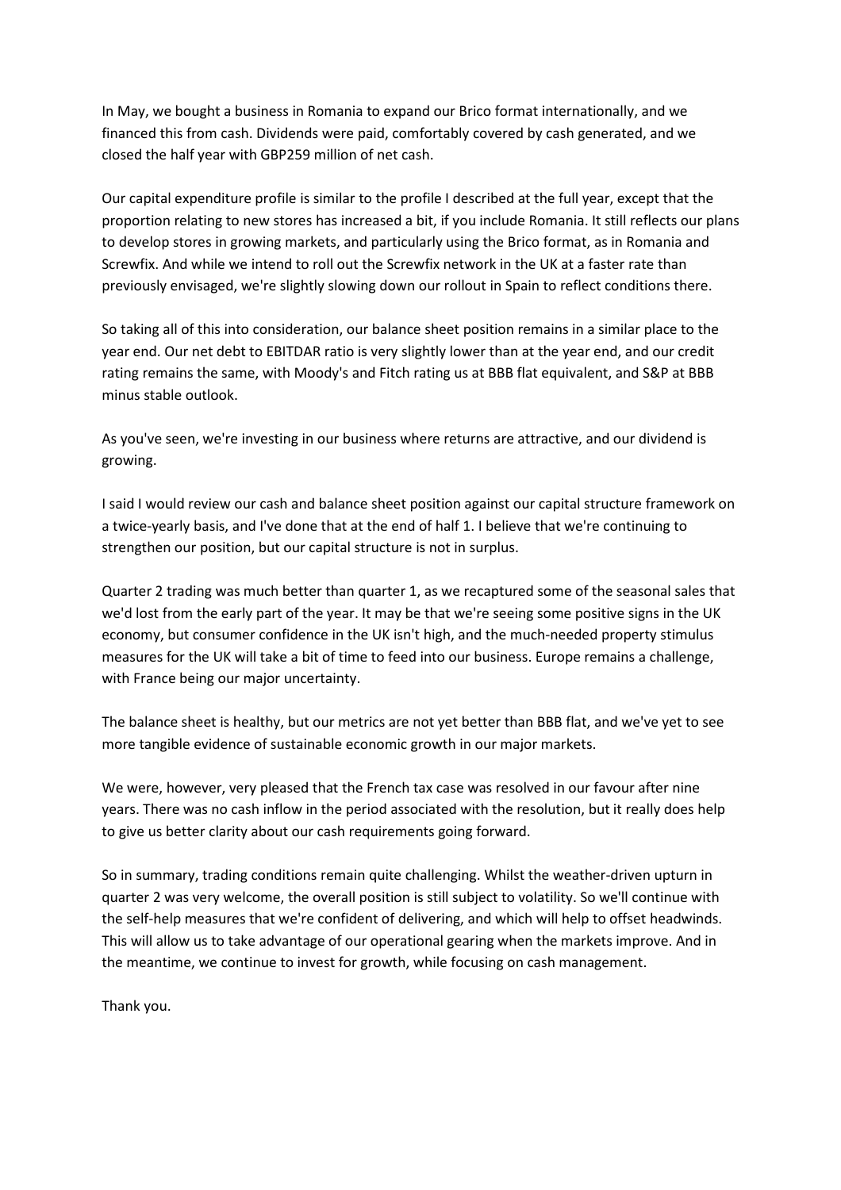In May, we bought a business in Romania to expand our Brico format internationally, and we financed this from cash. Dividends were paid, comfortably covered by cash generated, and we closed the half year with GBP259 million of net cash.

Our capital expenditure profile is similar to the profile I described at the full year, except that the proportion relating to new stores has increased a bit, if you include Romania. It still reflects our plans to develop stores in growing markets, and particularly using the Brico format, as in Romania and Screwfix. And while we intend to roll out the Screwfix network in the UK at a faster rate than previously envisaged, we're slightly slowing down our rollout in Spain to reflect conditions there.

So taking all of this into consideration, our balance sheet position remains in a similar place to the year end. Our net debt to EBITDAR ratio is very slightly lower than at the year end, and our credit rating remains the same, with Moody's and Fitch rating us at BBB flat equivalent, and S&P at BBB minus stable outlook.

As you've seen, we're investing in our business where returns are attractive, and our dividend is growing.

I said I would review our cash and balance sheet position against our capital structure framework on a twice-yearly basis, and I've done that at the end of half 1. I believe that we're continuing to strengthen our position, but our capital structure is not in surplus.

Quarter 2 trading was much better than quarter 1, as we recaptured some of the seasonal sales that we'd lost from the early part of the year. It may be that we're seeing some positive signs in the UK economy, but consumer confidence in the UK isn't high, and the much-needed property stimulus measures for the UK will take a bit of time to feed into our business. Europe remains a challenge, with France being our major uncertainty.

The balance sheet is healthy, but our metrics are not yet better than BBB flat, and we've yet to see more tangible evidence of sustainable economic growth in our major markets.

We were, however, very pleased that the French tax case was resolved in our favour after nine years. There was no cash inflow in the period associated with the resolution, but it really does help to give us better clarity about our cash requirements going forward.

So in summary, trading conditions remain quite challenging. Whilst the weather-driven upturn in quarter 2 was very welcome, the overall position is still subject to volatility. So we'll continue with the self-help measures that we're confident of delivering, and which will help to offset headwinds. This will allow us to take advantage of our operational gearing when the markets improve. And in the meantime, we continue to invest for growth, while focusing on cash management.

Thank you.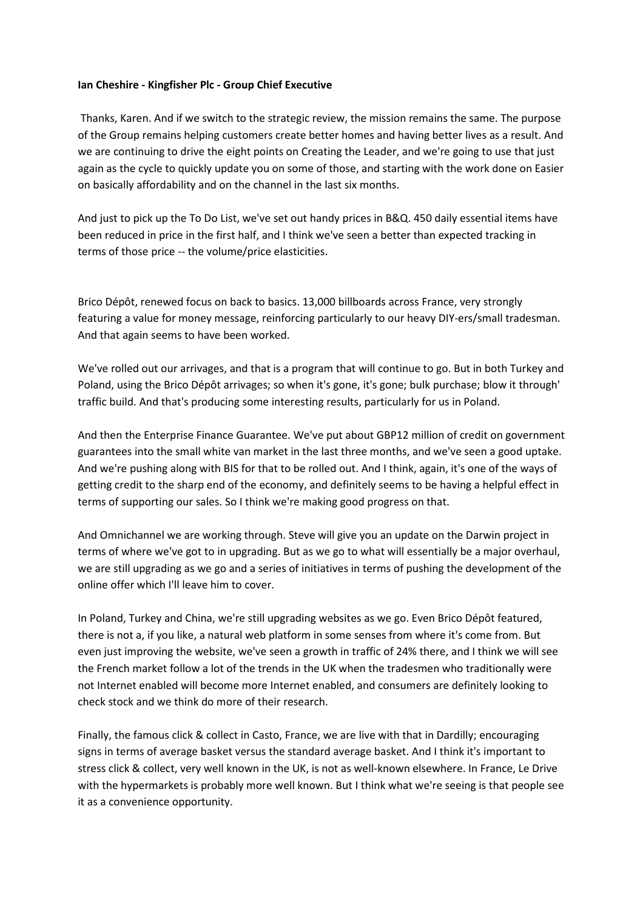**Ian Cheshire - Kingfisher Plc - Group Chief Executive**

Thanks, Karen. And if we switch to the strategic review, the mission remains the same. The purpose of the Group remains helping customers create better homes and having better lives as a result. And we are continuing to drive the eight points on Creating the Leader, and we're going to use that just again as the cycle to quickly update you on some of those, and starting with the work done on Easier on basically affordability and on the channel in the last six months.

And just to pick up the To Do List, we've set out handy prices in B&Q. 450 daily essential items have been reduced in price in the first half, and I think we've seen a better than expected tracking in terms of those price -- the volume/price elasticities.

Brico Dépôt, renewed focus on back to basics. 13,000 billboards across France, very strongly featuring a value for money message, reinforcing particularly to our heavy DIY-ers/small tradesman. And that again seems to have been worked.

We've rolled out our arrivages, and that is a program that will continue to go. But in both Turkey and Poland, using the Brico Dépôt arrivages; so when it's gone, it's gone; bulk purchase; blow it through' traffic build. And that's producing some interesting results, particularly for us in Poland.

And then the Enterprise Finance Guarantee. We've put about GBP12 million of credit on government guarantees into the small white van market in the last three months, and we've seen a good uptake. And we're pushing along with BIS for that to be rolled out. And I think, again, it's one of the ways of getting credit to the sharp end of the economy, and definitely seems to be having a helpful effect in terms of supporting our sales. So I think we're making good progress on that.

And Omnichannel we are working through. Steve will give you an update on the Darwin project in terms of where we've got to in upgrading. But as we go to what will essentially be a major overhaul, we are still upgrading as we go and a series of initiatives in terms of pushing the development of the online offer which I'll leave him to cover.

In Poland, Turkey and China, we're still upgrading websites as we go. Even Brico Dépôt featured, there is not a, if you like, a natural web platform in some senses from where it's come from. But even just improving the website, we've seen a growth in traffic of 24% there, and I think we will see the French market follow a lot of the trends in the UK when the tradesmen who traditionally were not Internet enabled will become more Internet enabled, and consumers are definitely looking to check stock and we think do more of their research.

Finally, the famous click & collect in Casto, France, we are live with that in Dardilly; encouraging signs in terms of average basket versus the standard average basket. And I think it's important to stress click & collect, very well known in the UK, is not as well-known elsewhere. In France, Le Drive with the hypermarkets is probably more well known. But I think what we're seeing is that people see it as a convenience opportunity.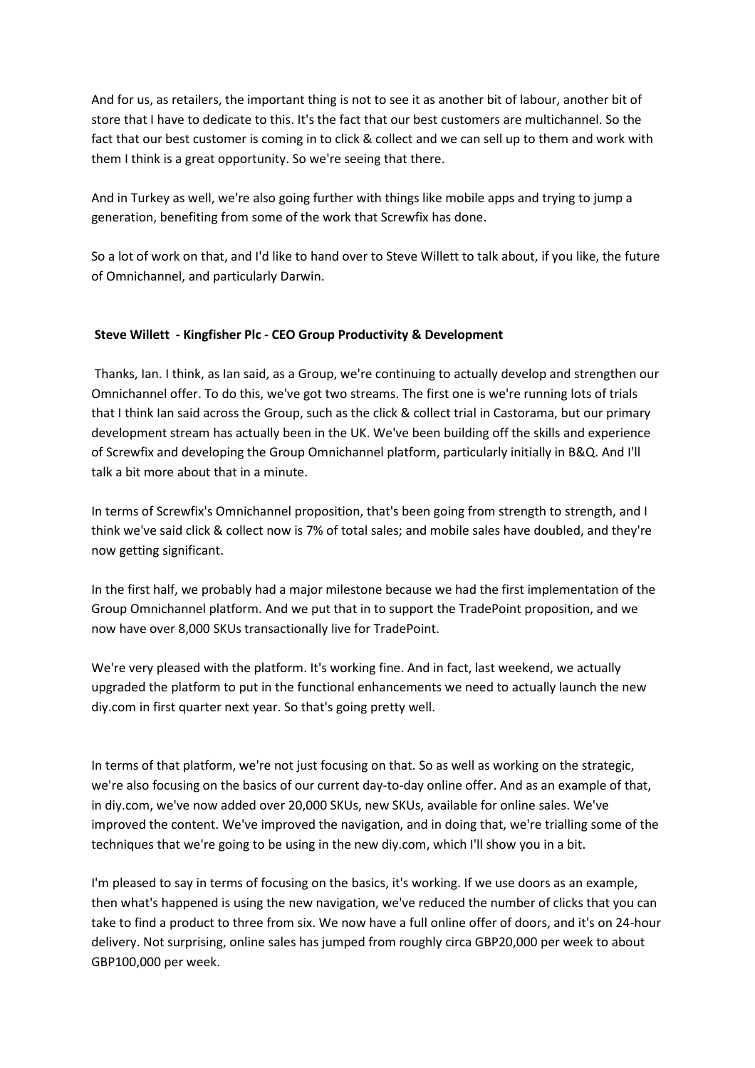And for us, as retailers, the important thing is not to see it as another bit of labour, another bit of store that I have to dedicate to this. It's the fact that our best customers are multichannel. So the fact that our best customer is coming in to click & collect and we can sell up to them and work with them I think is a great opportunity. So we're seeing that there.

And in Turkey as well, we're also going further with things like mobile apps and trying to jump a generation, benefiting from some of the work that Screwfix has done.

So a lot of work on that, and I'd like to hand over to Steve Willett to talk about, if you like, the future of Omnichannel, and particularly Darwin.

**Steve Willett - Kingfisher Plc - CEO Group Productivity & Development**

Thanks, Ian. I think, as Ian said, as a Group, we're continuing to actually develop and strengthen our Omnichannel offer. To do this, we've got two streams. The first one is we're running lots of trials that I think Ian said across the Group, such as the click & collect trial in Castorama, but our primary development stream has actually been in the UK. We've been building off the skills and experience of Screwfix and developing the Group Omnichannel platform, particularly initially in B&Q. And I'll talk a bit more about that in a minute.

In terms of Screwfix's Omnichannel proposition, that's been going from strength to strength, and I think we've said click & collect now is 7% of total sales; and mobile sales have doubled, and they're now getting significant.

In the first half, we probably had a major milestone because we had the first implementation of the Group Omnichannel platform. And we put that in to support the TradePoint proposition, and we now have over 8,000 SKUs transactionally live for TradePoint.

We're very pleased with the platform. It's working fine. And in fact, last weekend, we actually upgraded the platform to put in the functional enhancements we need to actually launch the new diy.com in first quarter next year. So that's going pretty well.

In terms of that platform, we're not just focusing on that. So as well as working on the strategic, we're also focusing on the basics of our current day-to-day online offer. And as an example of that, in diy.com, we've now added over 20,000 SKUs, new SKUs, available for online sales. We've improved the content. We've improved the navigation, and in doing that, we're trialling some of the techniques that we're going to be using in the new diy.com, which I'll show you in a bit.

I'm pleased to say in terms of focusing on the basics, it's working. If we use doors as an example, then what's happened is using the new navigation, we've reduced the number of clicks that you can take to find a product to three from six. We now have a full online offer of doors, and it's on 24-hour delivery. Not surprising, online sales has jumped from roughly circa GBP20,000 per week to about GBP100,000 per week.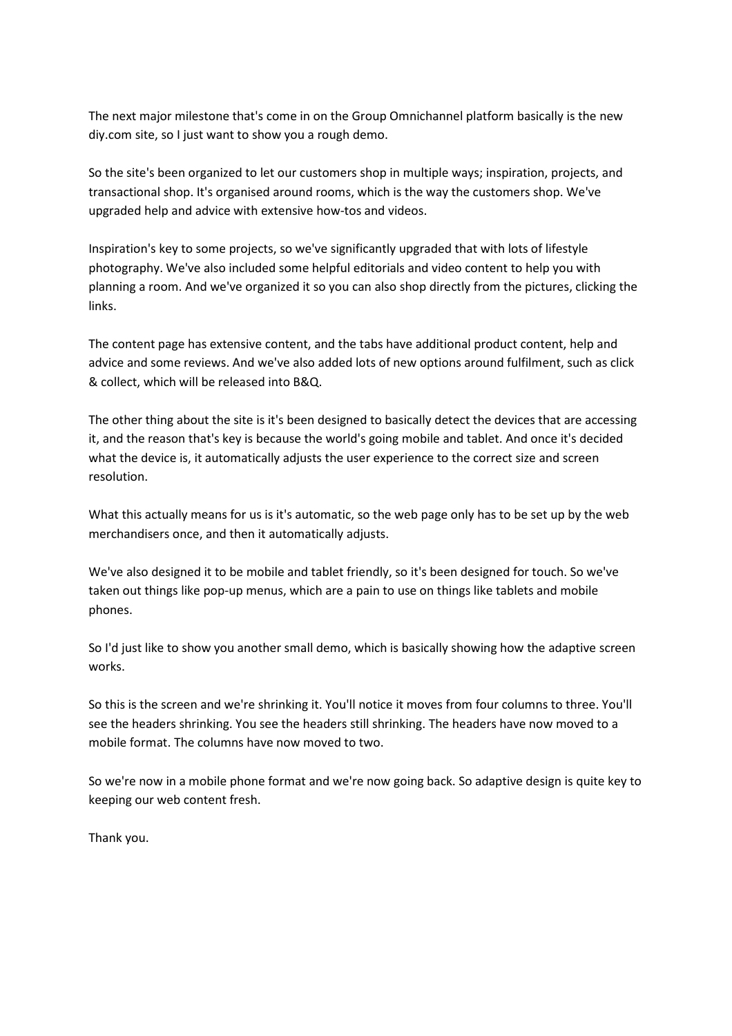The next major milestone that's come in on the Group Omnichannel platform basically is the new diy.com site, so I just want to show you a rough demo.

So the site's been organized to let our customers shop in multiple ways; inspiration, projects, and transactional shop. It's organised around rooms, which is the way the customers shop. We've upgraded help and advice with extensive how-tos and videos.

Inspiration's key to some projects, so we've significantly upgraded that with lots of lifestyle photography. We've also included some helpful editorials and video content to help you with planning a room. And we've organized it so you can also shop directly from the pictures, clicking the links.

The content page has extensive content, and the tabs have additional product content, help and advice and some reviews. And we've also added lots of new options around fulfilment, such as click & collect, which will be released into B&Q.

The other thing about the site is it's been designed to basically detect the devices that are accessing it, and the reason that's key is because the world's going mobile and tablet. And once it's decided what the device is, it automatically adjusts the user experience to the correct size and screen resolution.

What this actually means for us is it's automatic, so the web page only has to be set up by the web merchandisers once, and then it automatically adjusts.

We've also designed it to be mobile and tablet friendly, so it's been designed for touch. So we've taken out things like pop-up menus, which are a pain to use on things like tablets and mobile phones.

So I'd just like to show you another small demo, which is basically showing how the adaptive screen works.

So this is the screen and we're shrinking it. You'll notice it moves from four columns to three. You'll see the headers shrinking. You see the headers still shrinking. The headers have now moved to a mobile format. The columns have now moved to two.

So we're now in a mobile phone format and we're now going back. So adaptive design is quite key to keeping our web content fresh.

Thank you.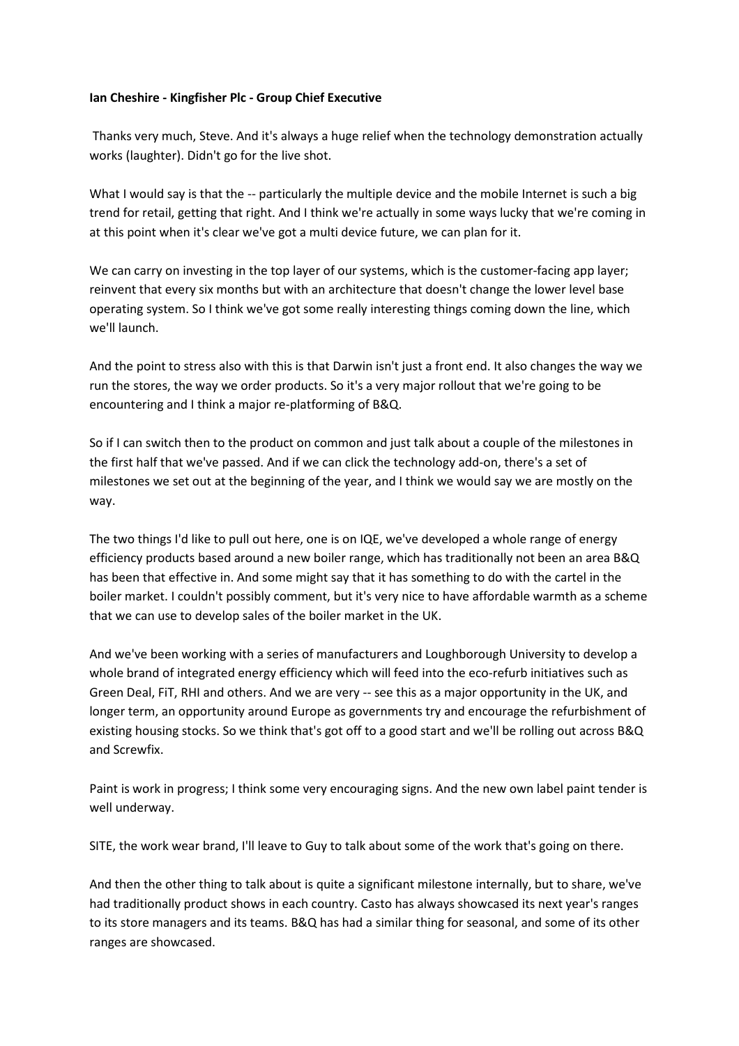**Ian Cheshire - Kingfisher Plc - Group Chief Executive**

Thanks very much, Steve. And it's always a huge relief when the technology demonstration actually works (laughter). Didn't go for the live shot.

What I would say is that the -- particularly the multiple device and the mobile Internet is such a big trend for retail, getting that right. And I think we're actually in some ways lucky that we're coming in at this point when it's clear we've got a multi device future, we can plan for it.

We can carry on investing in the top layer of our systems, which is the customer-facing app layer; reinvent that every six months but with an architecture that doesn't change the lower level base operating system. So I think we've got some really interesting things coming down the line, which we'll launch.

And the point to stress also with this is that Darwin isn't just a front end. It also changes the way we run the stores, the way we order products. So it's a very major rollout that we're going to be encountering and I think a major re-platforming of B&Q.

So if I can switch then to the product on common and just talk about a couple of the milestones in the first half that we've passed. And if we can click the technology add-on, there's a set of milestones we set out at the beginning of the year, and I think we would say we are mostly on the way.

The two things I'd like to pull out here, one is on IQE, we've developed a whole range of energy efficiency products based around a new boiler range, which has traditionally not been an area B&Q has been that effective in. And some might say that it has something to do with the cartel in the boiler market. I couldn't possibly comment, but it's very nice to have affordable warmth as a scheme that we can use to develop sales of the boiler market in the UK.

And we've been working with a series of manufacturers and Loughborough University to develop a whole brand of integrated energy efficiency which will feed into the eco-refurb initiatives such as Green Deal, FiT, RHI and others. And we are very -- see this as a major opportunity in the UK, and longer term, an opportunity around Europe as governments try and encourage the refurbishment of existing housing stocks. So we think that's got off to a good start and we'll be rolling out across B&Q and Screwfix.

Paint is work in progress; I think some very encouraging signs. And the new own label paint tender is well underway.

SITE, the work wear brand, I'll leave to Guy to talk about some of the work that's going on there.

And then the other thing to talk about is quite a significant milestone internally, but to share, we've had traditionally product shows in each country. Casto has always showcased its next year's ranges to its store managers and its teams. B&Q has had a similar thing for seasonal, and some of its other ranges are showcased.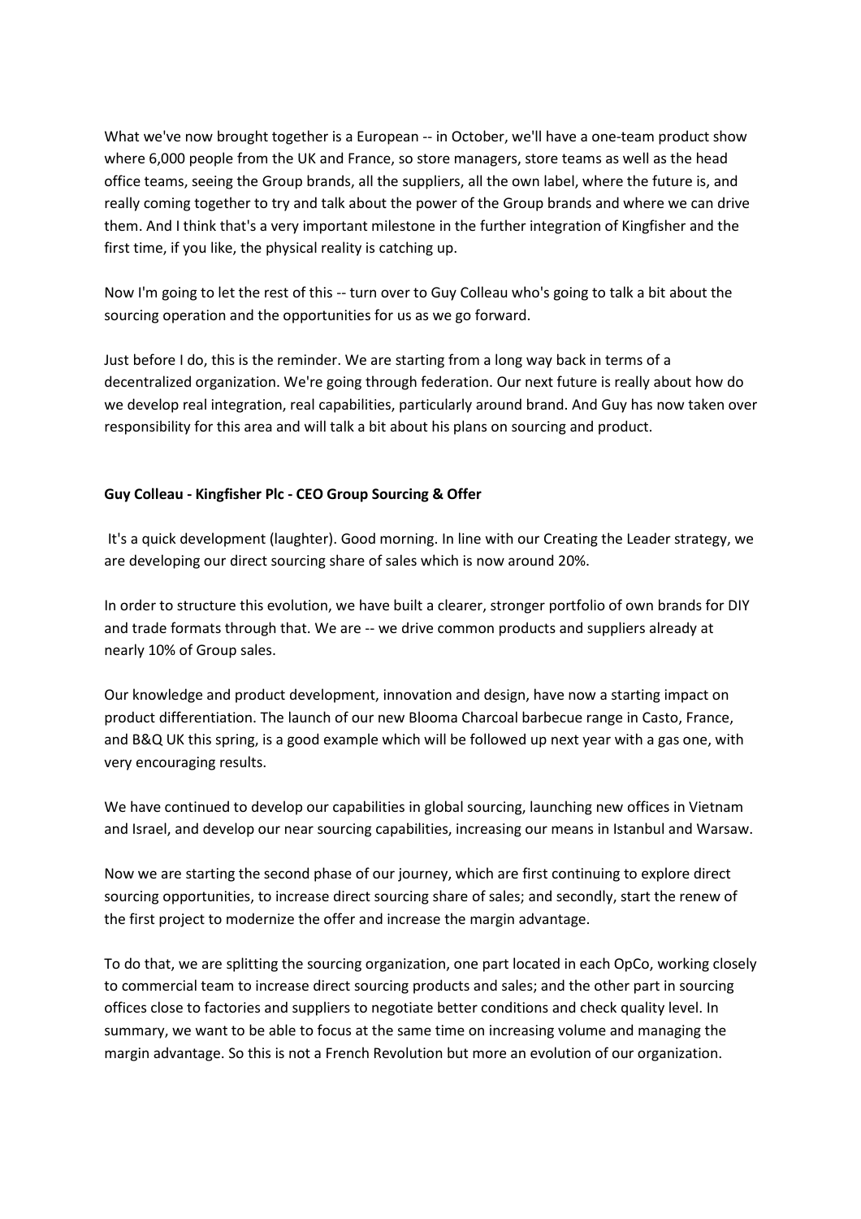What we've now brought together is a European -- in October, we'll have a one-team product show where 6,000 people from the UK and France, so store managers, store teams as well as the head office teams, seeing the Group brands, all the suppliers, all the own label, where the future is, and really coming together to try and talk about the power of the Group brands and where we can drive them. And I think that's a very important milestone in the further integration of Kingfisher and the first time, if you like, the physical reality is catching up.

Now I'm going to let the rest of this -- turn over to Guy Colleau who's going to talk a bit about the sourcing operation and the opportunities for us as we go forward.

Just before I do, this is the reminder. We are starting from a long way back in terms of a decentralized organization. We're going through federation. Our next future is really about how do we develop real integration, real capabilities, particularly around brand. And Guy has now taken over responsibility for this area and will talk a bit about his plans on sourcing and product.

**Guy Colleau - Kingfisher Plc - CEO Group Sourcing & Offer**

It's a quick development (laughter). Good morning. In line with our Creating the Leader strategy, we are developing our direct sourcing share of sales which is now around 20%.

In order to structure this evolution, we have built a clearer, stronger portfolio of own brands for DIY and trade formats through that. We are -- we drive common products and suppliers already at nearly 10% of Group sales.

Our knowledge and product development, innovation and design, have now a starting impact on product differentiation. The launch of our new Blooma Charcoal barbecue range in Casto, France, and B&Q UK this spring, is a good example which will be followed up next year with a gas one, with very encouraging results.

We have continued to develop our capabilities in global sourcing, launching new offices in Vietnam and Israel, and develop our near sourcing capabilities, increasing our means in Istanbul and Warsaw.

Now we are starting the second phase of our journey, which are first continuing to explore direct sourcing opportunities, to increase direct sourcing share of sales; and secondly, start the renew of the first project to modernize the offer and increase the margin advantage.

To do that, we are splitting the sourcing organization, one part located in each OpCo, working closely to commercial team to increase direct sourcing products and sales; and the other part in sourcing offices close to factories and suppliers to negotiate better conditions and check quality level. In summary, we want to be able to focus at the same time on increasing volume and managing the margin advantage. So this is not a French Revolution but more an evolution of our organization.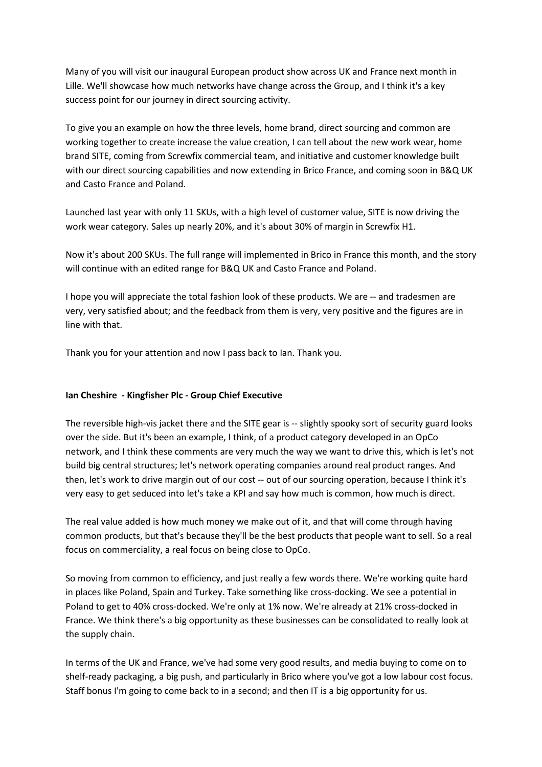Many of you will visit our inaugural European product show across UK and France next month in Lille. We'll showcase how much networks have change across the Group, and I think it's a key success point for our journey in direct sourcing activity.

To give you an example on how the three levels, home brand, direct sourcing and common are working together to create increase the value creation, I can tell about the new work wear, home brand SITE, coming from Screwfix commercial team, and initiative and customer knowledge built with our direct sourcing capabilities and now extending in Brico France, and coming soon in B&Q UK and Casto France and Poland.

Launched last year with only 11 SKUs, with a high level of customer value, SITE is now driving the work wear category. Sales up nearly 20%, and it's about 30% of margin in Screwfix H1.

Now it's about 200 SKUs. The full range will implemented in Brico in France this month, and the story will continue with an edited range for B&Q UK and Casto France and Poland.

I hope you will appreciate the total fashion look of these products. We are -- and tradesmen are very, very satisfied about; and the feedback from them is very, very positive and the figures are in line with that.

Thank you for your attention and now I pass back to Ian. Thank you.

**Ian Cheshire - Kingfisher Plc - Group Chief Executive**

The reversible high-vis jacket there and the SITE gear is -- slightly spooky sort of security guard looks over the side. But it's been an example, I think, of a product category developed in an OpCo network, and I think these comments are very much the way we want to drive this, which is let's not build big central structures; let's network operating companies around real product ranges. And then, let's work to drive margin out of our cost -- out of our sourcing operation, because I think it's very easy to get seduced into let's take a KPI and say how much is common, how much is direct.

The real value added is how much money we make out of it, and that will come through having common products, but that's because they'll be the best products that people want to sell. So a real focus on commerciality, a real focus on being close to OpCo.

So moving from common to efficiency, and just really a few words there. We're working quite hard in places like Poland, Spain and Turkey. Take something like cross-docking. We see a potential in Poland to get to 40% cross-docked. We're only at 1% now. We're already at 21% cross-docked in France. We think there's a big opportunity as these businesses can be consolidated to really look at the supply chain.

In terms of the UK and France, we've had some very good results, and media buying to come on to shelf-ready packaging, a big push, and particularly in Brico where you've got a low labour cost focus. Staff bonus I'm going to come back to in a second; and then IT is a big opportunity for us.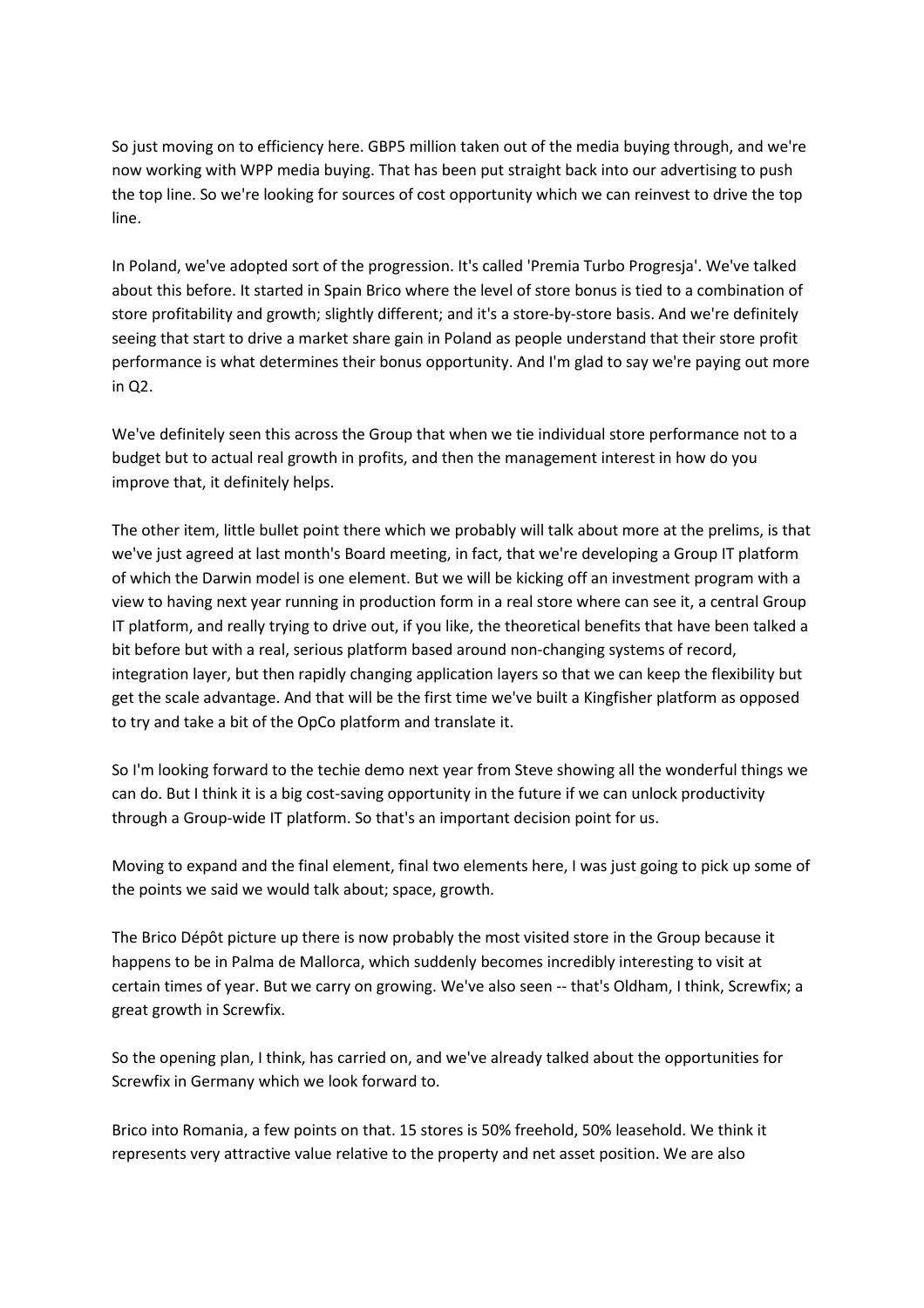So just moving on to efficiency here. GBP5 million taken out of the media buying through, and we're now working with WPP media buying. That has been put straight back into our advertising to push the top line. So we're looking for sources of cost opportunity which we can reinvest to drive the top line.

In Poland, we've adopted sort of the progression. It's called 'Premia Turbo Progresja'. We've talked about this before. It started in Spain Brico where the level of store bonus is tied to a combination of store profitability and growth; slightly different; and it's a store-by-store basis. And we're definitely seeing that start to drive a market share gain in Poland as people understand that their store profit performance is what determines their bonus opportunity. And I'm glad to say we're paying out more in Q2.

We've definitely seen this across the Group that when we tie individual store performance not to a budget but to actual real growth in profits, and then the management interest in how do you improve that, it definitely helps.

The other item, little bullet point there which we probably will talk about more at the prelims, is that we've just agreed at last month's Board meeting, in fact, that we're developing a Group IT platform of which the Darwin model is one element. But we will be kicking off an investment program with a view to having next year running in production form in a real store where can see it, a central Group IT platform, and really trying to drive out, if you like, the theoretical benefits that have been talked a bit before but with a real, serious platform based around non-changing systems of record, integration layer, but then rapidly changing application layers so that we can keep the flexibility but get the scale advantage. And that will be the first time we've built a Kingfisher platform as opposed to try and take a bit of the OpCo platform and translate it.

So I'm looking forward to the techie demo next year from Steve showing all the wonderful things we can do. But I think it is a big cost-saving opportunity in the future if we can unlock productivity through a Group-wide IT platform. So that's an important decision point for us.

Moving to expand and the final element, final two elements here, I was just going to pick up some of the points we said we would talk about; space, growth.

The Brico Dépôt picture up there is now probably the most visited store in the Group because it happens to be in Palma de Mallorca, which suddenly becomes incredibly interesting to visit at certain times of year. But we carry on growing. We've also seen -- that's Oldham, I think, Screwfix; a great growth in Screwfix.

So the opening plan, I think, has carried on, and we've already talked about the opportunities for Screwfix in Germany which we look forward to.

Brico into Romania, a few points on that. 15 stores is 50% freehold, 50% leasehold. We think it represents very attractive value relative to the property and net asset position. We are also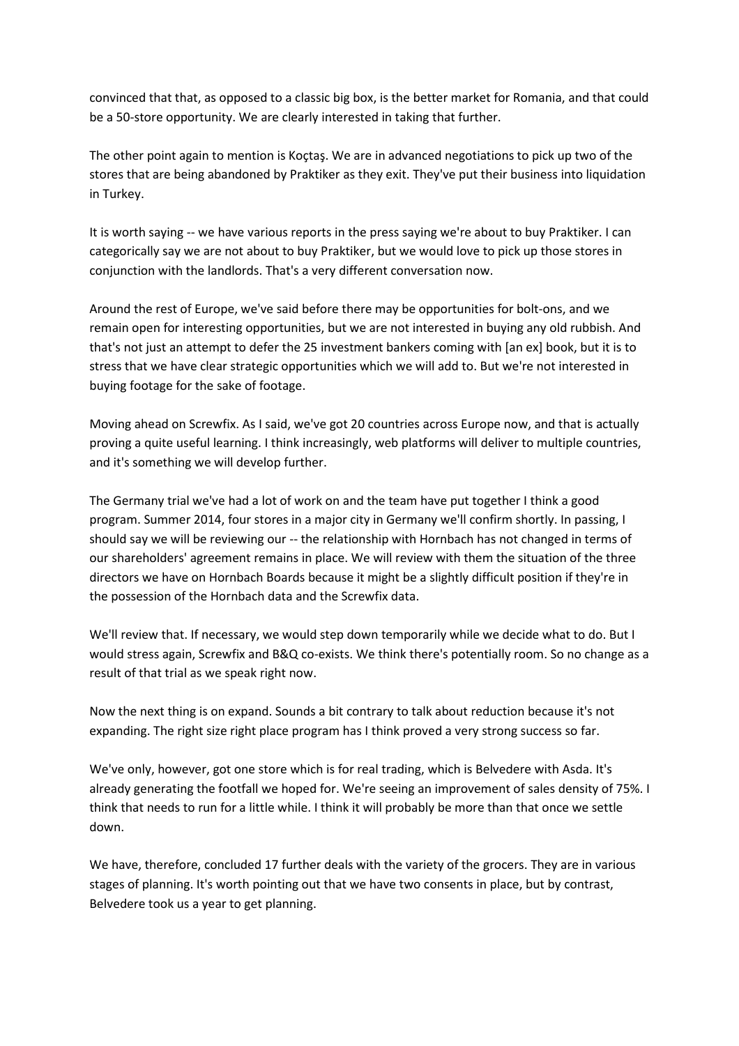convinced that that, as opposed to a classic big box, is the better market for Romania, and that could be a 50-store opportunity. We are clearly interested in taking that further.

The other point again to mention is Koçtaş. We are in advanced negotiations to pick up two of the stores that are being abandoned by Praktiker as they exit. They've put their business into liquidation in Turkey.

It is worth saying -- we have various reports in the press saying we're about to buy Praktiker. I can categorically say we are not about to buy Praktiker, but we would love to pick up those stores in conjunction with the landlords. That's a very different conversation now.

Around the rest of Europe, we've said before there may be opportunities for bolt-ons, and we remain open for interesting opportunities, but we are not interested in buying any old rubbish. And that's not just an attempt to defer the 25 investment bankers coming with [an ex] book, but it is to stress that we have clear strategic opportunities which we will add to. But we're not interested in buying footage for the sake of footage.

Moving ahead on Screwfix. As I said, we've got 20 countries across Europe now, and that is actually proving a quite useful learning. I think increasingly, web platforms will deliver to multiple countries, and it's something we will develop further.

The Germany trial we've had a lot of work on and the team have put together I think a good program. Summer 2014, four stores in a major city in Germany we'll confirm shortly. In passing, I should say we will be reviewing our -- the relationship with Hornbach has not changed in terms of our shareholders' agreement remains in place. We will review with them the situation of the three directors we have on Hornbach Boards because it might be a slightly difficult position if they're in the possession of the Hornbach data and the Screwfix data.

We'll review that. If necessary, we would step down temporarily while we decide what to do. But I would stress again, Screwfix and B&Q co-exists. We think there's potentially room. So no change as a result of that trial as we speak right now.

Now the next thing is on expand. Sounds a bit contrary to talk about reduction because it's not expanding. The right size right place program has I think proved a very strong success so far.

We've only, however, got one store which is for real trading, which is Belvedere with Asda. It's already generating the footfall we hoped for. We're seeing an improvement of sales density of 75%. I think that needs to run for a little while. I think it will probably be more than that once we settle down.

We have, therefore, concluded 17 further deals with the variety of the grocers. They are in various stages of planning. It's worth pointing out that we have two consents in place, but by contrast, Belvedere took us a year to get planning.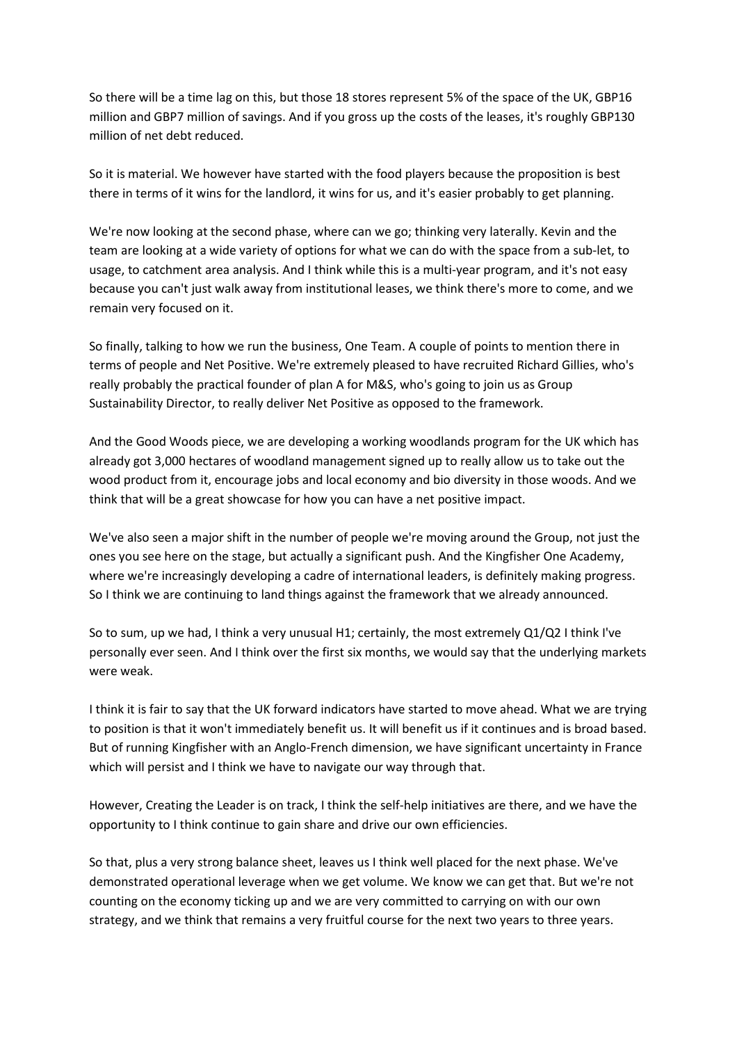So there will be a time lag on this, but those 18 stores represent 5% of the space of the UK, GBP16 million and GBP7 million of savings. And if you gross up the costs of the leases, it's roughly GBP130 million of net debt reduced.

So it is material. We however have started with the food players because the proposition is best there in terms of it wins for the landlord, it wins for us, and it's easier probably to get planning.

We're now looking at the second phase, where can we go; thinking very laterally. Kevin and the team are looking at a wide variety of options for what we can do with the space from a sub-let, to usage, to catchment area analysis. And I think while this is a multi-year program, and it's not easy because you can't just walk away from institutional leases, we think there's more to come, and we remain very focused on it.

So finally, talking to how we run the business, One Team. A couple of points to mention there in terms of people and Net Positive. We're extremely pleased to have recruited Richard Gillies, who's really probably the practical founder of plan A for M&S, who's going to join us as Group Sustainability Director, to really deliver Net Positive as opposed to the framework.

And the Good Woods piece, we are developing a working woodlands program for the UK which has already got 3,000 hectares of woodland management signed up to really allow us to take out the wood product from it, encourage jobs and local economy and bio diversity in those woods. And we think that will be a great showcase for how you can have a net positive impact.

We've also seen a major shift in the number of people we're moving around the Group, not just the ones you see here on the stage, but actually a significant push. And the Kingfisher One Academy, where we're increasingly developing a cadre of international leaders, is definitely making progress. So I think we are continuing to land things against the framework that we already announced.

So to sum, up we had, I think a very unusual H1; certainly, the most extremely Q1/Q2 I think I've personally ever seen. And I think over the first six months, we would say that the underlying markets were weak.

I think it is fair to say that the UK forward indicators have started to move ahead. What we are trying to position is that it won't immediately benefit us. It will benefit us if it continues and is broad based. But of running Kingfisher with an Anglo-French dimension, we have significant uncertainty in France which will persist and I think we have to navigate our way through that.

However, Creating the Leader is on track, I think the self-help initiatives are there, and we have the opportunity to I think continue to gain share and drive our own efficiencies.

So that, plus a very strong balance sheet, leaves us I think well placed for the next phase. We've demonstrated operational leverage when we get volume. We know we can get that. But we're not counting on the economy ticking up and we are very committed to carrying on with our own strategy, and we think that remains a very fruitful course for the next two years to three years.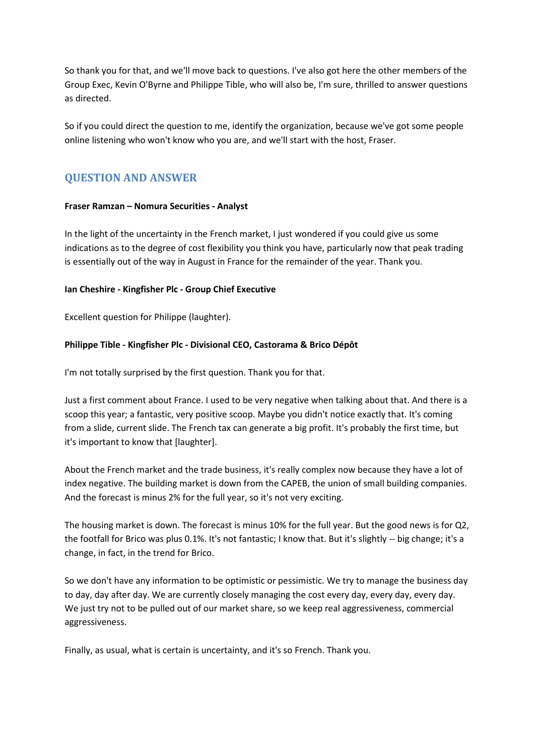So thank you for that, and we'll move back to questions. I've also got here the other members of the Group Exec, Kevin O'Byrne and Philippe Tible, who will also be, I'm sure, thrilled to answer questions as directed.

So if you could direct the question to me, identify the organization, because we've got some people online listening who won't know who you are, and we'll start with the host, Fraser.

## QUESTION AND ANSWER

**Fraser Ramzan – Nomura Securities - Analyst**

In the light of the uncertainty in the French market, I just wondered if you could give us some indications as to the degree of cost flexibility you think you have, particularly now that peak trading is essentially out of the way in August in France for the remainder of the year. Thank you.

**Ian Cheshire - Kingfisher Plc - Group Chief Executive**

Excellent question for Philippe (laughter).

**Philippe Tible - Kingfisher Plc - Divisional CEO, Castorama & Brico Dépôt**

I'm not totally surprised by the first question. Thank you for that.

Just a first comment about France. I used to be very negative when talking about that. And there is a scoop this year; a fantastic, very positive scoop. Maybe you didn't notice exactly that. It's coming from a slide, current slide. The French tax can generate a big profit. It's probably the first time, but it's important to know that [laughter].

About the French market and the trade business, it's really complex now because they have a lot of index negative. The building market is down from the CAPEB, the union of small building companies. And the forecast is minus 2% for the full year, so it's not very exciting.

The housing market is down. The forecast is minus 10% for the full year. But the good news is for Q2, the footfall for Brico was plus 0.1%. It's not fantastic; I know that. But it's slightly -- big change; it's a change, in fact, in the trend for Brico.

So we don't have any information to be optimistic or pessimistic. We try to manage the business day to day, day after day. We are currently closely managing the cost every day, every day, every day. We just try not to be pulled out of our market share, so we keep real aggressiveness, commercial aggressiveness.

Finally, as usual, what is certain is uncertainty, and it's so French. Thank you.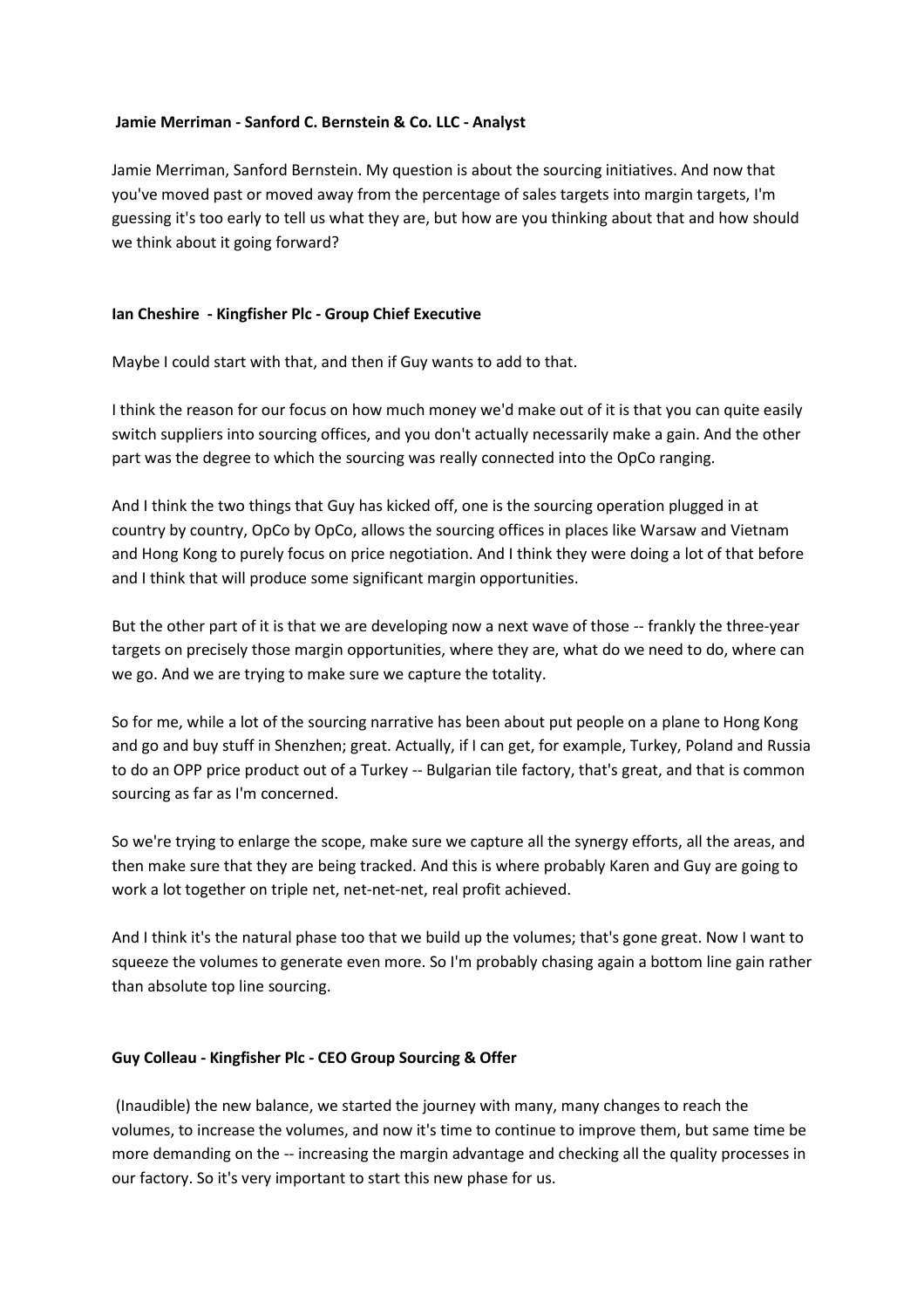**Jamie Merriman - Sanford C. Bernstein & Co. LLC - Analyst**

Jamie Merriman, Sanford Bernstein. My question is about the sourcing initiatives. And now that you've moved past or moved away from the percentage of sales targets into margin targets, I'm guessing it's too early to tell us what they are, but how are you thinking about that and how should we think about it going forward?

**Ian Cheshire - Kingfisher Plc - Group Chief Executive**

Maybe I could start with that, and then if Guy wants to add to that.

I think the reason for our focus on how much money we'd make out of it is that you can quite easily switch suppliers into sourcing offices, and you don't actually necessarily make a gain. And the other part was the degree to which the sourcing was really connected into the OpCo ranging.

And I think the two things that Guy has kicked off, one is the sourcing operation plugged in at country by country, OpCo by OpCo, allows the sourcing offices in places like Warsaw and Vietnam and Hong Kong to purely focus on price negotiation. And I think they were doing a lot of that before and I think that will produce some significant margin opportunities.

But the other part of it is that we are developing now a next wave of those -- frankly the three-year targets on precisely those margin opportunities, where they are, what do we need to do, where can we go. And we are trying to make sure we capture the totality.

So for me, while a lot of the sourcing narrative has been about put people on a plane to Hong Kong and go and buy stuff in Shenzhen; great. Actually, if I can get, for example, Turkey, Poland and Russia to do an OPP price product out of a Turkey -- Bulgarian tile factory, that's great, and that is common sourcing as far as I'm concerned.

So we're trying to enlarge the scope, make sure we capture all the synergy efforts, all the areas, and then make sure that they are being tracked. And this is where probably Karen and Guy are going to work a lot together on triple net, net-net-net, real profit achieved.

And I think it's the natural phase too that we build up the volumes; that's gone great. Now I want to squeeze the volumes to generate even more. So I'm probably chasing again a bottom line gain rather than absolute top line sourcing.

**Guy Colleau - Kingfisher Plc - CEO Group Sourcing & Offer**

(Inaudible) the new balance, we started the journey with many, many changes to reach the volumes, to increase the volumes, and now it's time to continue to improve them, but same time be more demanding on the -- increasing the margin advantage and checking all the quality processes in our factory. So it's very important to start this new phase for us.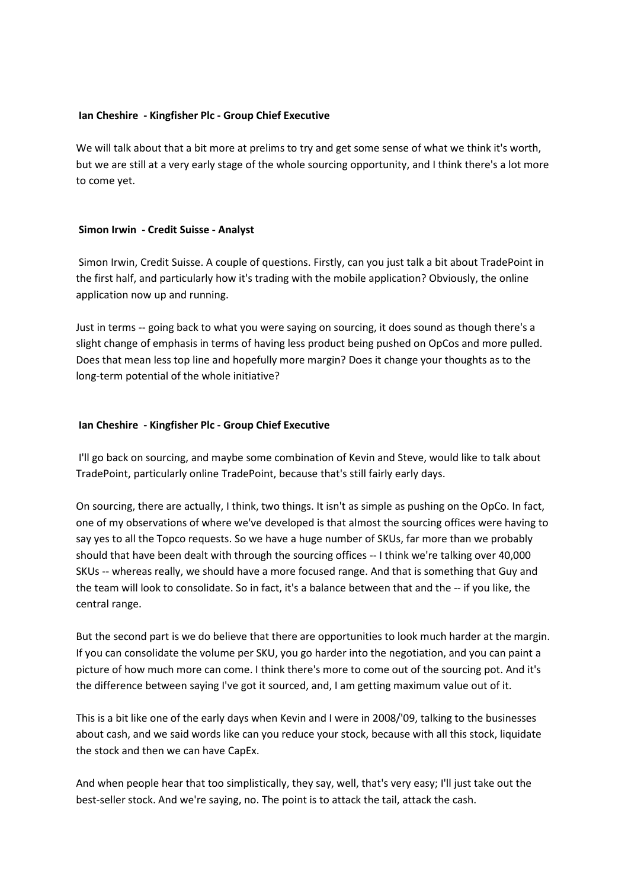**Ian Cheshire - Kingfisher Plc - Group Chief Executive**

We will talk about that a bit more at prelims to try and get some sense of what we think it's worth, but we are still at a very early stage of the whole sourcing opportunity, and I think there's a lot more to come yet.

**Simon Irwin - Credit Suisse - Analyst**

Simon Irwin, Credit Suisse. A couple of questions. Firstly, can you just talk a bit about TradePoint in the first half, and particularly how it's trading with the mobile application? Obviously, the online application now up and running.

Just in terms -- going back to what you were saying on sourcing, it does sound as though there's a slight change of emphasis in terms of having less product being pushed on OpCos and more pulled. Does that mean less top line and hopefully more margin? Does it change your thoughts as to the long-term potential of the whole initiative?

**Ian Cheshire - Kingfisher Plc - Group Chief Executive**

I'll go back on sourcing, and maybe some combination of Kevin and Steve, would like to talk about TradePoint, particularly online TradePoint, because that's still fairly early days.

On sourcing, there are actually, I think, two things. It isn't as simple as pushing on the OpCo. In fact, one of my observations of where we've developed is that almost the sourcing offices were having to say yes to all the Topco requests. So we have a huge number of SKUs, far more than we probably should that have been dealt with through the sourcing offices -- I think we're talking over 40,000 SKUs -- whereas really, we should have a more focused range. And that is something that Guy and the team will look to consolidate. So in fact, it's a balance between that and the -- if you like, the central range.

But the second part is we do believe that there are opportunities to look much harder at the margin. If you can consolidate the volume per SKU, you go harder into the negotiation, and you can paint a picture of how much more can come. I think there's more to come out of the sourcing pot. And it's the difference between saying I've got it sourced, and, I am getting maximum value out of it.

This is a bit like one of the early days when Kevin and I were in 2008/'09, talking to the businesses about cash, and we said words like can you reduce your stock, because with all this stock, liquidate the stock and then we can have CapEx.

And when people hear that too simplistically, they say, well, that's very easy; I'll just take out the best-seller stock. And we're saying, no. The point is to attack the tail, attack the cash.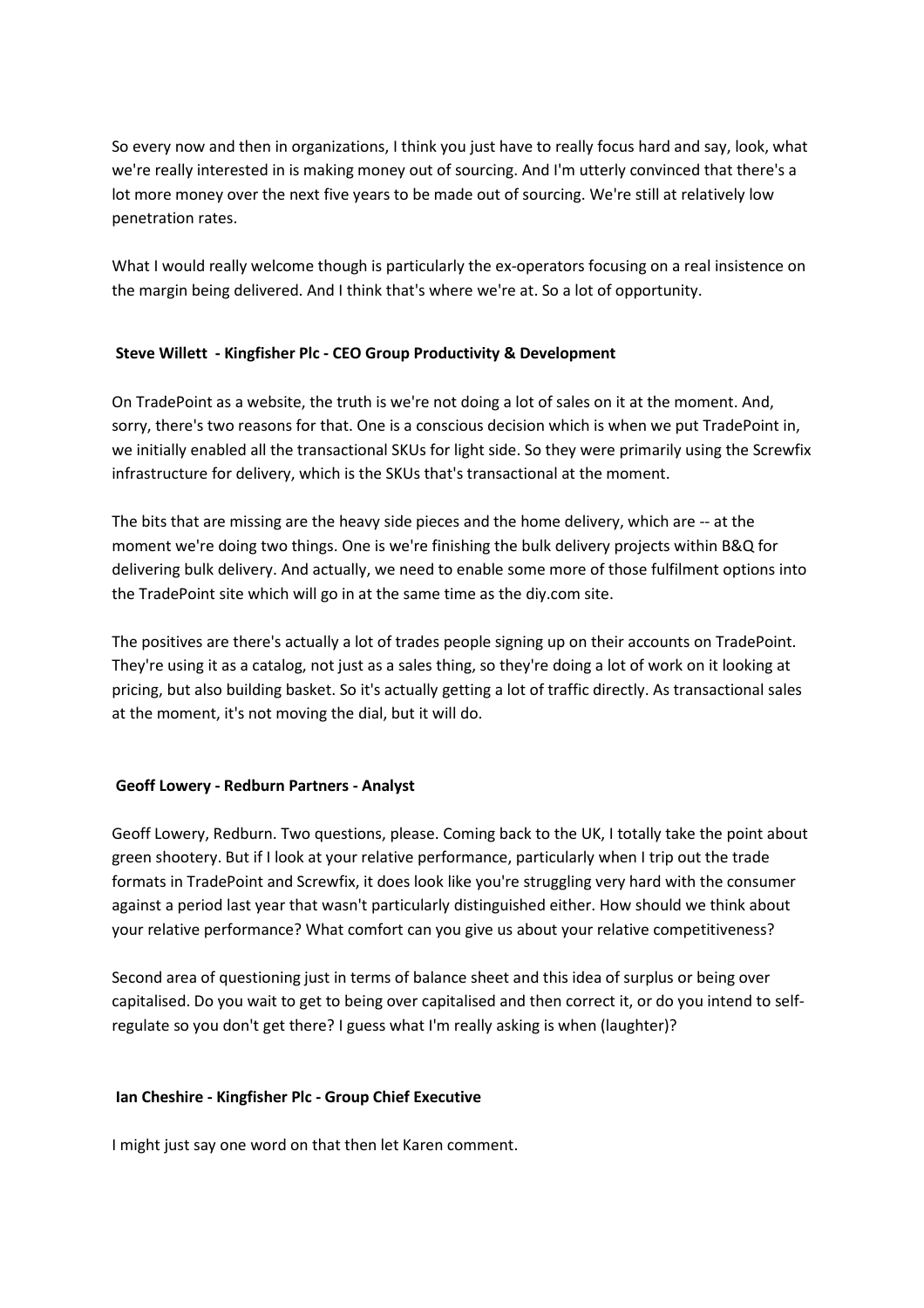So every now and then in organizations, I think you just have to really focus hard and say, look, what we're really interested in is making money out of sourcing. And I'm utterly convinced that there's a lot more money over the next five years to be made out of sourcing. We're still at relatively low penetration rates.

What I would really welcome though is particularly the ex-operators focusing on a real insistence on the margin being delivered. And I think that's where we're at. So a lot of opportunity.

**Steve Willett - Kingfisher Plc - CEO Group Productivity & Development**

On TradePoint as a website, the truth is we're not doing a lot of sales on it at the moment. And, sorry, there's two reasons for that. One is a conscious decision which is when we put TradePoint in, we initially enabled all the transactional SKUs for light side. So they were primarily using the Screwfix infrastructure for delivery, which is the SKUs that's transactional at the moment.

The bits that are missing are the heavy side pieces and the home delivery, which are -- at the moment we're doing two things. One is we're finishing the bulk delivery projects within B&Q for delivering bulk delivery. And actually, we need to enable some more of those fulfilment options into the TradePoint site which will go in at the same time as the diy.com site.

The positives are there's actually a lot of trades people signing up on their accounts on TradePoint. They're using it as a catalog, not just as a sales thing, so they're doing a lot of work on it looking at pricing, but also building basket. So it's actually getting a lot of traffic directly. As transactional sales at the moment, it's not moving the dial, but it will do.

**Geoff Lowery - Redburn Partners - Analyst**

Geoff Lowery, Redburn. Two questions, please. Coming back to the UK, I totally take the point about green shootery. But if I look at your relative performance, particularly when I trip out the trade formats in TradePoint and Screwfix, it does look like you're struggling very hard with the consumer against a period last year that wasn't particularly distinguished either. How should we think about your relative performance? What comfort can you give us about your relative competitiveness?

Second area of questioning just in terms of balance sheet and this idea of surplus or being over capitalised. Do you wait to get to being over capitalised and then correct it, or do you intend to self-regulate so you don't get there? I guess what I'm really asking is when (laughter)?

**Ian Cheshire - Kingfisher Plc - Group Chief Executive**

I might just say one word on that then let Karen comment.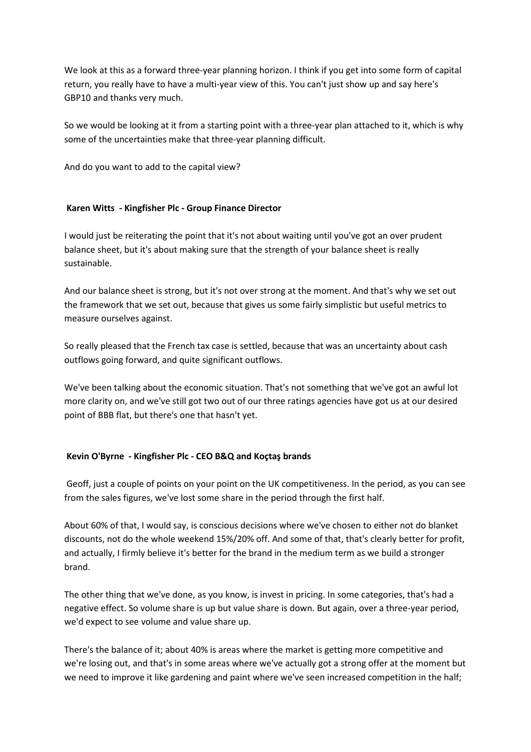We look at this as a forward three-year planning horizon. I think if you get into some form of capital return, you really have to have a multi-year view of this. You can't just show up and say here's GBP10 and thanks very much.

So we would be looking at it from a starting point with a three-year plan attached to it, which is why some of the uncertainties make that three-year planning difficult.

And do you want to add to the capital view?

**Karen Witts - Kingfisher Plc - Group Finance Director**

I would just be reiterating the point that it's not about waiting until you've got an over prudent balance sheet, but it's about making sure that the strength of your balance sheet is really sustainable.

And our balance sheet is strong, but it's not over strong at the moment. And that's why we set out the framework that we set out, because that gives us some fairly simplistic but useful metrics to measure ourselves against.

So really pleased that the French tax case is settled, because that was an uncertainty about cash outflows going forward, and quite significant outflows.

We've been talking about the economic situation. That's not something that we've got an awful lot more clarity on, and we've still got two out of our three ratings agencies have got us at our desired point of BBB flat, but there's one that hasn't yet.

**Kevin O'Byrne - Kingfisher Plc - CEO B&Q and Koçtaş brands**

Geoff, just a couple of points on your point on the UK competitiveness. In the period, as you can see from the sales figures, we've lost some share in the period through the first half.

About 60% of that, I would say, is conscious decisions where we've chosen to either not do blanket discounts, not do the whole weekend 15%/20% off. And some of that, that's clearly better for profit, and actually, I firmly believe it's better for the brand in the medium term as we build a stronger brand.

The other thing that we've done, as you know, is invest in pricing. In some categories, that's had a negative effect. So volume share is up but value share is down. But again, over a three-year period, we'd expect to see volume and value share up.

There's the balance of it; about 40% is areas where the market is getting more competitive and we're losing out, and that's in some areas where we've actually got a strong offer at the moment but we need to improve it like gardening and paint where we've seen increased competition in the half;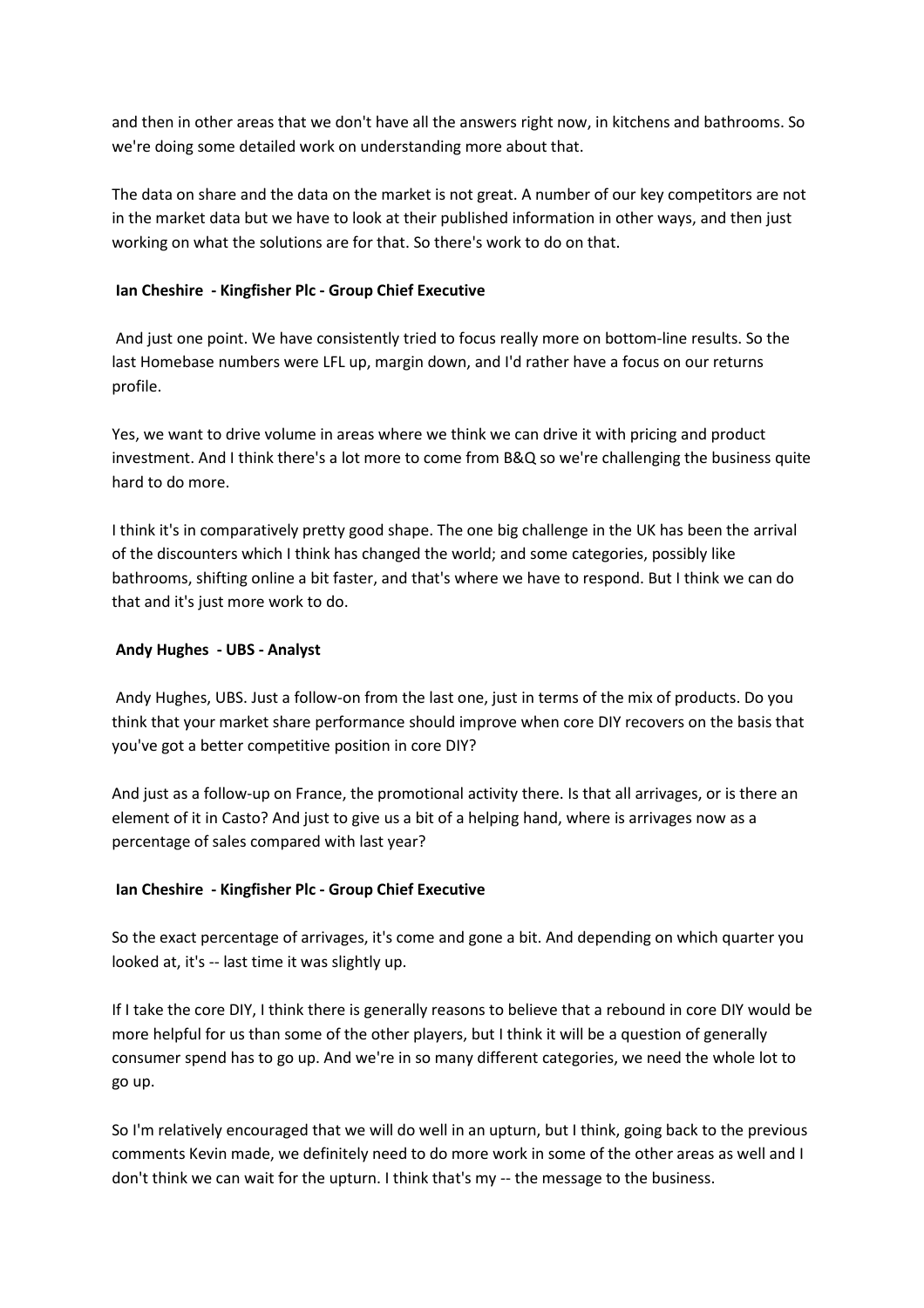and then in other areas that we don't have all the answers right now, in kitchens and bathrooms. So we're doing some detailed work on understanding more about that.

The data on share and the data on the market is not great. A number of our key competitors are not in the market data but we have to look at their published information in other ways, and then just working on what the solutions are for that. So there's work to do on that.

**Ian Cheshire - Kingfisher Plc - Group Chief Executive**

And just one point. We have consistently tried to focus really more on bottom-line results. So the last Homebase numbers were LFL up, margin down, and I'd rather have a focus on our returns profile.

Yes, we want to drive volume in areas where we think we can drive it with pricing and product investment. And I think there's a lot more to come from B&Q so we're challenging the business quite hard to do more.

I think it's in comparatively pretty good shape. The one big challenge in the UK has been the arrival of the discounters which I think has changed the world; and some categories, possibly like bathrooms, shifting online a bit faster, and that's where we have to respond. But I think we can do that and it's just more work to do.

**Andy Hughes - UBS - Analyst**

Andy Hughes, UBS. Just a follow-on from the last one, just in terms of the mix of products. Do you think that your market share performance should improve when core DIY recovers on the basis that you've got a better competitive position in core DIY?

And just as a follow-up on France, the promotional activity there. Is that all arrivages, or is there an element of it in Casto? And just to give us a bit of a helping hand, where is arrivages now as a percentage of sales compared with last year?

**Ian Cheshire - Kingfisher Plc - Group Chief Executive**

So the exact percentage of arrivages, it's come and gone a bit. And depending on which quarter you looked at, it's -- last time it was slightly up.

If I take the core DIY, I think there is generally reasons to believe that a rebound in core DIY would be more helpful for us than some of the other players, but I think it will be a question of generally consumer spend has to go up. And we're in so many different categories, we need the whole lot to go up.

So I'm relatively encouraged that we will do well in an upturn, but I think, going back to the previous comments Kevin made, we definitely need to do more work in some of the other areas as well and I don't think we can wait for the upturn. I think that's my -- the message to the business.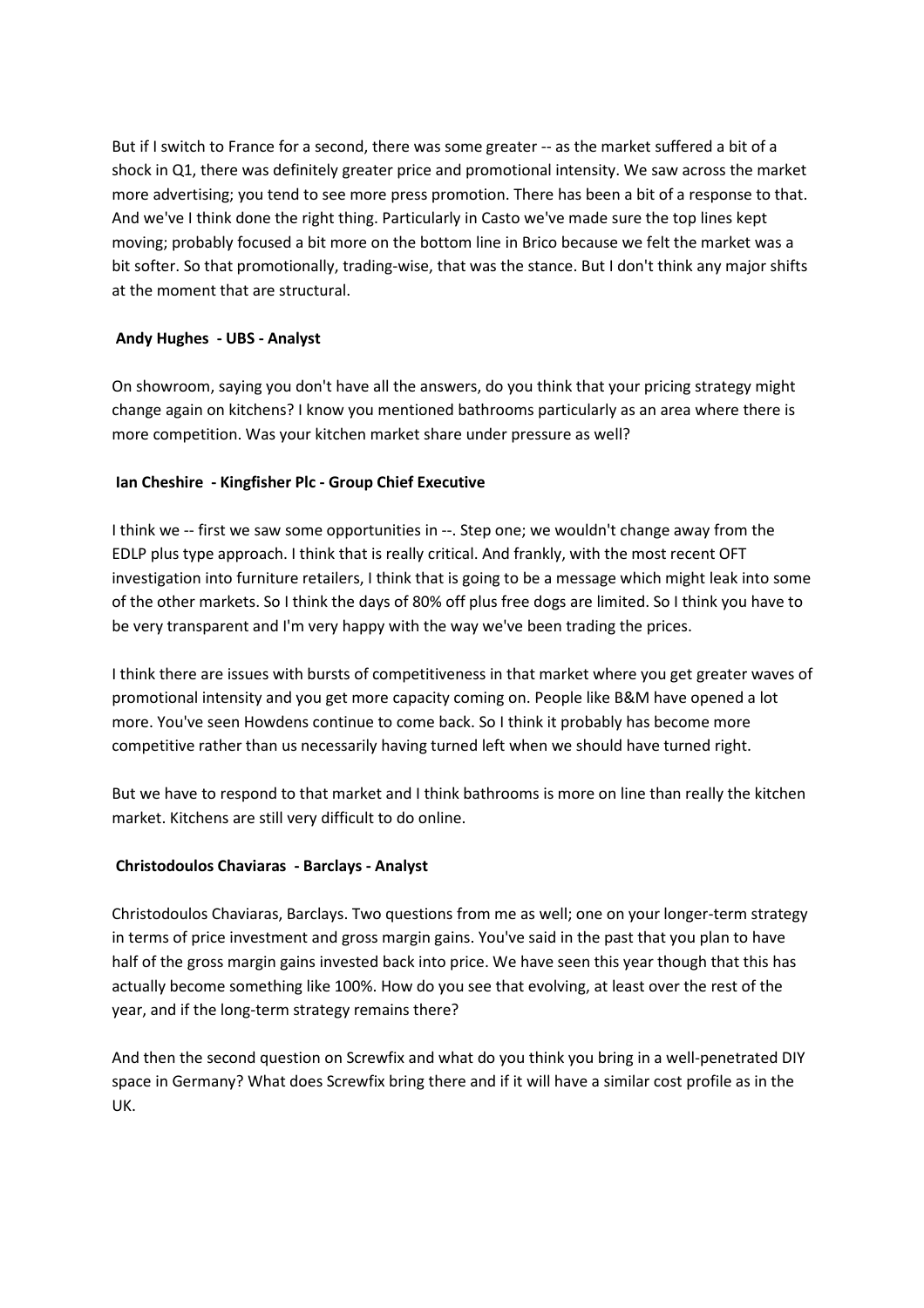But if I switch to France for a second, there was some greater -- as the market suffered a bit of a shock in Q1, there was definitely greater price and promotional intensity. We saw across the market more advertising; you tend to see more press promotion. There has been a bit of a response to that. And we've I think done the right thing. Particularly in Casto we've made sure the top lines kept moving; probably focused a bit more on the bottom line in Brico because we felt the market was a bit softer. So that promotionally, trading-wise, that was the stance. But I don't think any major shifts at the moment that are structural.

**Andy Hughes - UBS - Analyst**

On showroom, saying you don't have all the answers, do you think that your pricing strategy might change again on kitchens? I know you mentioned bathrooms particularly as an area where there is more competition. Was your kitchen market share under pressure as well?

**Ian Cheshire - Kingfisher Plc - Group Chief Executive**

I think we -- first we saw some opportunities in --. Step one; we wouldn't change away from the EDLP plus type approach. I think that is really critical. And frankly, with the most recent OFT investigation into furniture retailers, I think that is going to be a message which might leak into some of the other markets. So I think the days of 80% off plus free dogs are limited. So I think you have to be very transparent and I'm very happy with the way we've been trading the prices.

I think there are issues with bursts of competitiveness in that market where you get greater waves of promotional intensity and you get more capacity coming on. People like B&M have opened a lot more. You've seen Howdens continue to come back. So I think it probably has become more competitive rather than us necessarily having turned left when we should have turned right.

But we have to respond to that market and I think bathrooms is more on line than really the kitchen market. Kitchens are still very difficult to do online.

**Christodoulos Chaviaras - Barclays - Analyst**

Christodoulos Chaviaras, Barclays. Two questions from me as well; one on your longer-term strategy in terms of price investment and gross margin gains. You've said in the past that you plan to have half of the gross margin gains invested back into price. We have seen this year though that this has actually become something like 100%. How do you see that evolving, at least over the rest of the year, and if the long-term strategy remains there?

And then the second question on Screwfix and what do you think you bring in a well-penetrated DIY space in Germany? What does Screwfix bring there and if it will have a similar cost profile as in the UK.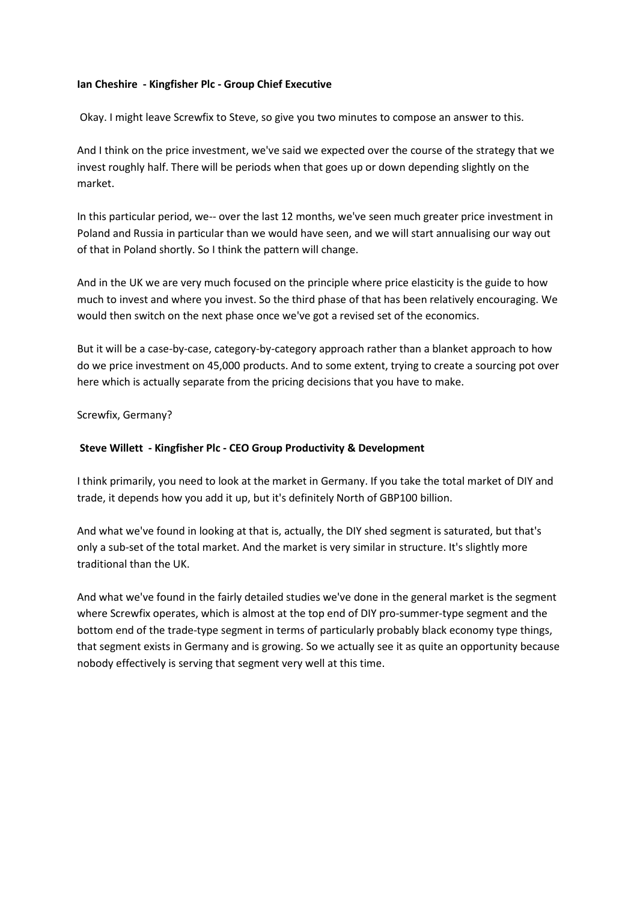**Ian Cheshire - Kingfisher Plc - Group Chief Executive**

Okay. I might leave Screwfix to Steve, so give you two minutes to compose an answer to this.

And I think on the price investment, we've said we expected over the course of the strategy that we invest roughly half. There will be periods when that goes up or down depending slightly on the market.

In this particular period, we-- over the last 12 months, we've seen much greater price investment in Poland and Russia in particular than we would have seen, and we will start annualising our way out of that in Poland shortly. So I think the pattern will change.

And in the UK we are very much focused on the principle where price elasticity is the guide to how much to invest and where you invest. So the third phase of that has been relatively encouraging. We would then switch on the next phase once we've got a revised set of the economics.

But it will be a case-by-case, category-by-category approach rather than a blanket approach to how do we price investment on 45,000 products. And to some extent, trying to create a sourcing pot over here which is actually separate from the pricing decisions that you have to make.

Screwfix, Germany?

**Steve Willett - Kingfisher Plc - CEO Group Productivity & Development**

I think primarily, you need to look at the market in Germany. If you take the total market of DIY and trade, it depends how you add it up, but it's definitely North of GBP100 billion.

And what we've found in looking at that is, actually, the DIY shed segment is saturated, but that's only a sub-set of the total market. And the market is very similar in structure. It's slightly more traditional than the UK.

And what we've found in the fairly detailed studies we've done in the general market is the segment where Screwfix operates, which is almost at the top end of DIY pro-summer-type segment and the bottom end of the trade-type segment in terms of particularly probably black economy type things, that segment exists in Germany and is growing. So we actually see it as quite an opportunity because nobody effectively is serving that segment very well at this time.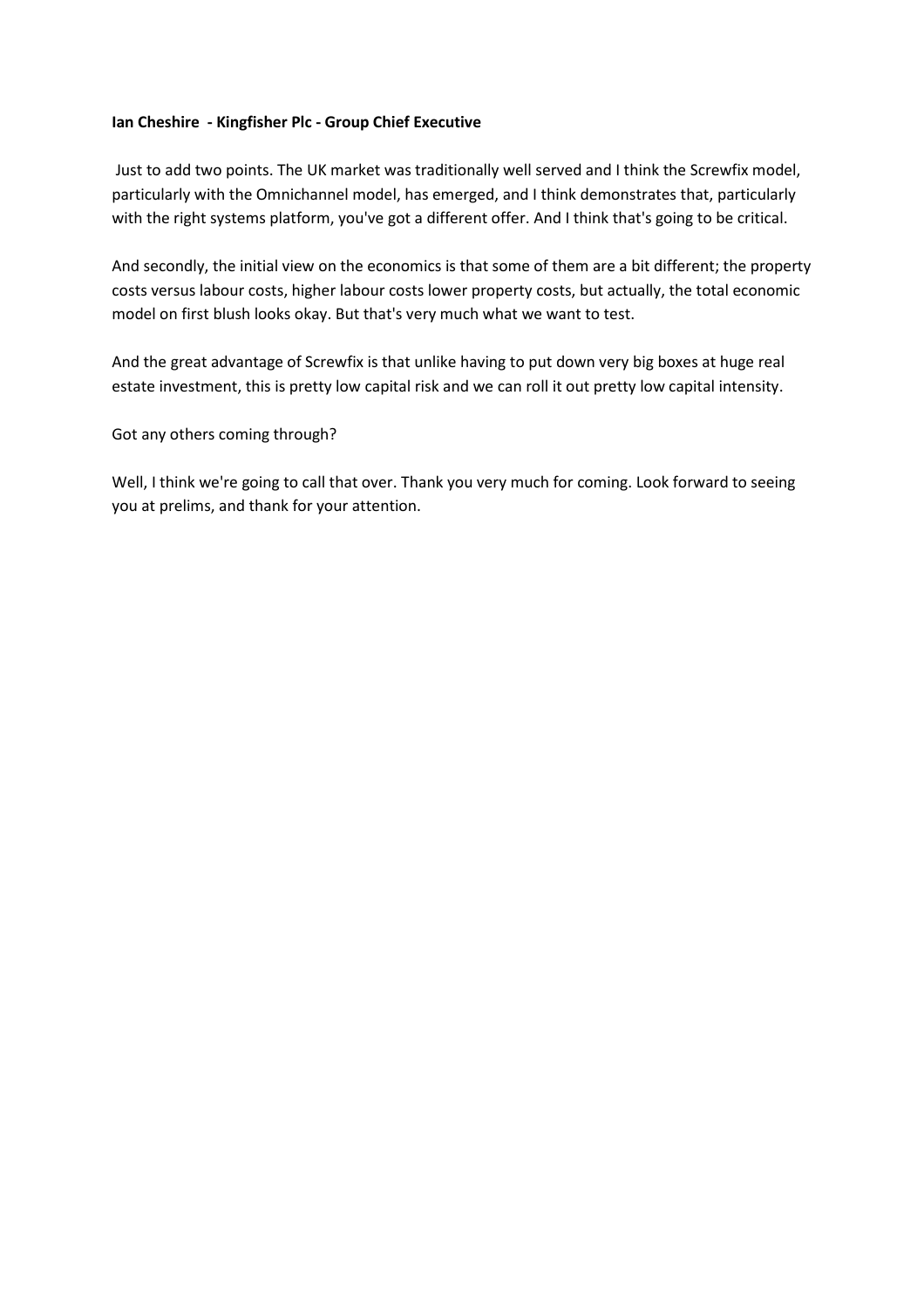**Ian Cheshire - Kingfisher Plc - Group Chief Executive**

Just to add two points. The UK market was traditionally well served and I think the Screwfix model, particularly with the Omnichannel model, has emerged, and I think demonstrates that, particularly with the right systems platform, you've got a different offer. And I think that's going to be critical.

And secondly, the initial view on the economics is that some of them are a bit different; the property costs versus labour costs, higher labour costs lower property costs, but actually, the total economic model on first blush looks okay. But that's very much what we want to test.

And the great advantage of Screwfix is that unlike having to put down very big boxes at huge real estate investment, this is pretty low capital risk and we can roll it out pretty low capital intensity.

Got any others coming through?

Well, I think we're going to call that over. Thank you very much for coming. Look forward to seeing you at prelims, and thank for your attention.